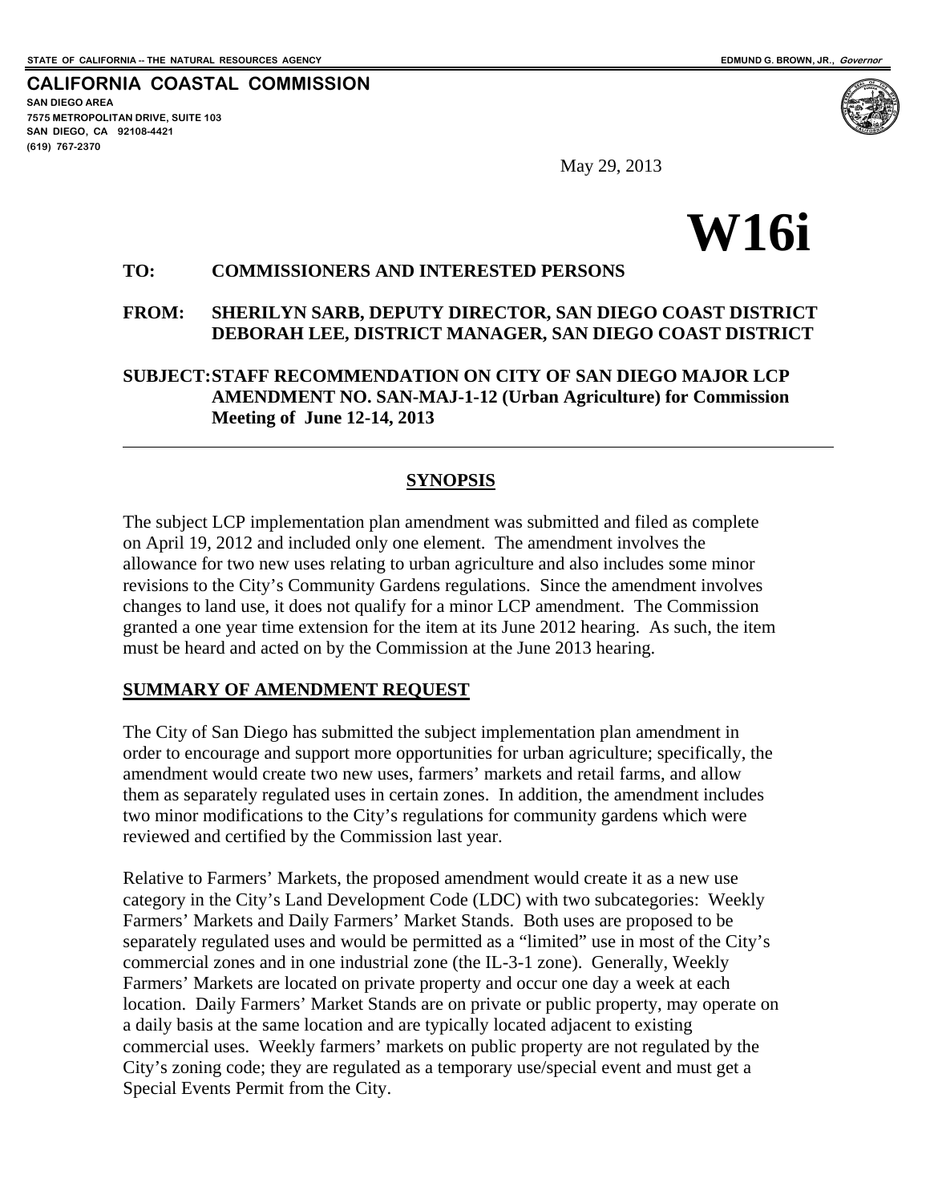STATE OF CALIFORNIA -- THE NATURAL RESOURCES AGENCY

EDMUND G. BROWN, JR., *Governor*

**CALIFORNIA COASTAL COMMISSION**

SAN DIEGO AREA
7575 METROPOLITAN DRIVE, SUITE 103
SAN DIEGO, CA 92108-4421
(619) 767-2370

May 29, 2013

# W16i

**TO:** **COMMISSIONERS AND INTERESTED PERSONS**

**FROM:** **SHERILYN SARB, DEPUTY DIRECTOR, SAN DIEGO COAST DISTRICT**
**DEBORAH LEE, DISTRICT MANAGER, SAN DIEGO COAST DISTRICT**

**SUBJECT:** **STAFF RECOMMENDATION ON CITY OF SAN DIEGO MAJOR LCP AMENDMENT NO. SAN-MAJ-1-12 (Urban Agriculture) for Commission Meeting of June 12-14, 2013**

---

## SYNOPSIS

The subject LCP implementation plan amendment was submitted and filed as complete on April 19, 2012 and included only one element. The amendment involves the allowance for two new uses relating to urban agriculture and also includes some minor revisions to the City's Community Gardens regulations. Since the amendment involves changes to land use, it does not qualify for a minor LCP amendment. The Commission granted a one year time extension for the item at its June 2012 hearing. As such, the item must be heard and acted on by the Commission at the June 2013 hearing.

## SUMMARY OF AMENDMENT REQUEST

The City of San Diego has submitted the subject implementation plan amendment in order to encourage and support more opportunities for urban agriculture; specifically, the amendment would create two new uses, farmers' markets and retail farms, and allow them as separately regulated uses in certain zones. In addition, the amendment includes two minor modifications to the City's regulations for community gardens which were reviewed and certified by the Commission last year.

Relative to Farmers' Markets, the proposed amendment would create it as a new use category in the City's Land Development Code (LDC) with two subcategories: Weekly Farmers' Markets and Daily Farmers' Market Stands. Both uses are proposed to be separately regulated uses and would be permitted as a "limited" use in most of the City's commercial zones and in one industrial zone (the IL-3-1 zone). Generally, Weekly Farmers' Markets are located on private property and occur one day a week at each location. Daily Farmers' Market Stands are on private or public property, may operate on a daily basis at the same location and are typically located adjacent to existing commercial uses. Weekly farmers' markets on public property are not regulated by the City's zoning code; they are regulated as a temporary use/special event and must get a Special Events Permit from the City.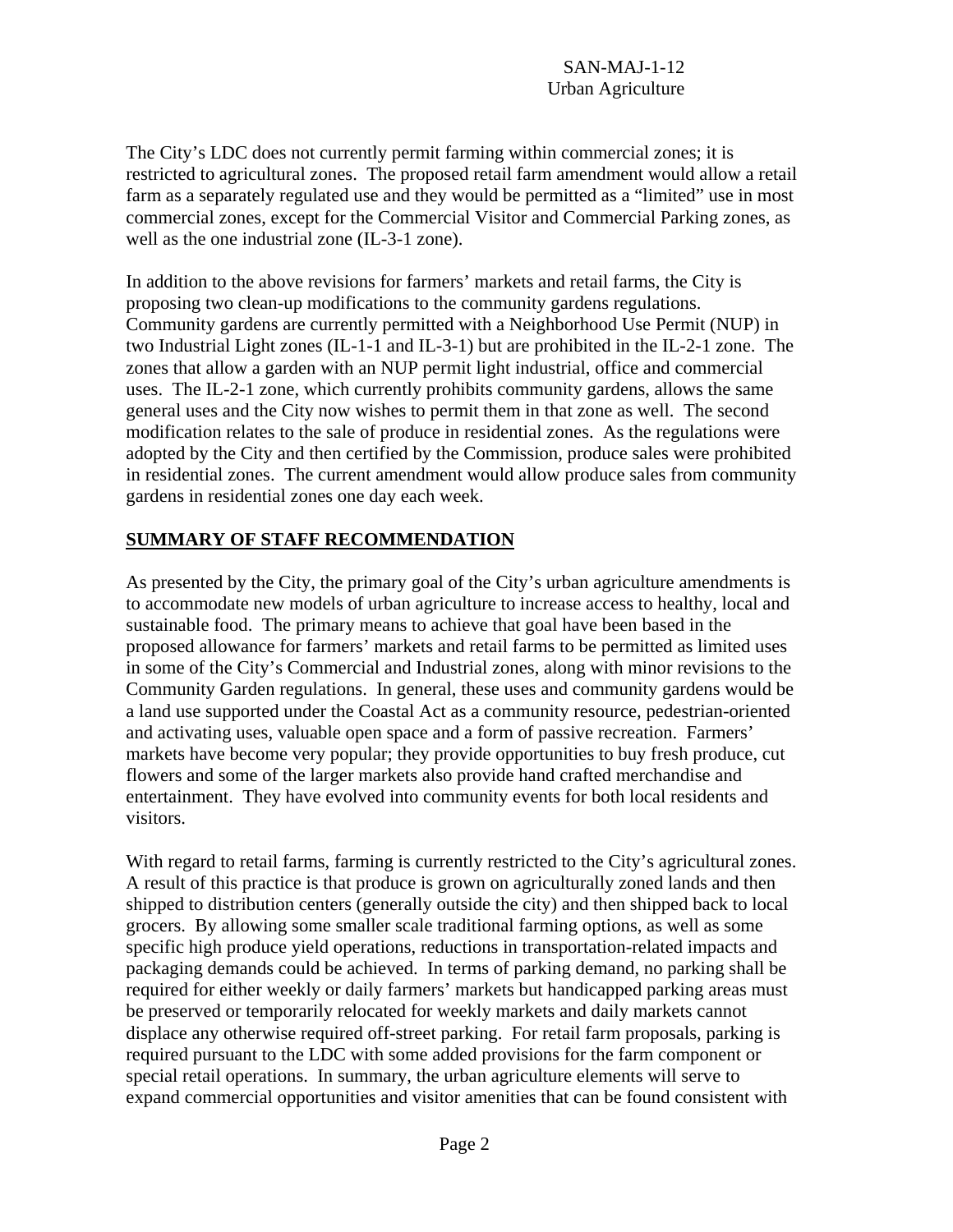The City's LDC does not currently permit farming within commercial zones; it is restricted to agricultural zones. The proposed retail farm amendment would allow a retail farm as a separately regulated use and they would be permitted as a "limited" use in most commercial zones, except for the Commercial Visitor and Commercial Parking zones, as well as the one industrial zone (IL-3-1 zone).

In addition to the above revisions for farmers' markets and retail farms, the City is proposing two clean-up modifications to the community gardens regulations. Community gardens are currently permitted with a Neighborhood Use Permit (NUP) in two Industrial Light zones (IL-1-1 and IL-3-1) but are prohibited in the IL-2-1 zone. The zones that allow a garden with an NUP permit light industrial, office and commercial uses. The IL-2-1 zone, which currently prohibits community gardens, allows the same general uses and the City now wishes to permit them in that zone as well. The second modification relates to the sale of produce in residential zones. As the regulations were adopted by the City and then certified by the Commission, produce sales were prohibited in residential zones. The current amendment would allow produce sales from community gardens in residential zones one day each week.

## SUMMARY OF STAFF RECOMMENDATION

As presented by the City, the primary goal of the City's urban agriculture amendments is to accommodate new models of urban agriculture to increase access to healthy, local and sustainable food. The primary means to achieve that goal have been based in the proposed allowance for farmers' markets and retail farms to be permitted as limited uses in some of the City's Commercial and Industrial zones, along with minor revisions to the Community Garden regulations. In general, these uses and community gardens would be a land use supported under the Coastal Act as a community resource, pedestrian-oriented and activating uses, valuable open space and a form of passive recreation. Farmers' markets have become very popular; they provide opportunities to buy fresh produce, cut flowers and some of the larger markets also provide hand crafted merchandise and entertainment. They have evolved into community events for both local residents and visitors.

With regard to retail farms, farming is currently restricted to the City's agricultural zones. A result of this practice is that produce is grown on agriculturally zoned lands and then shipped to distribution centers (generally outside the city) and then shipped back to local grocers. By allowing some smaller scale traditional farming options, as well as some specific high produce yield operations, reductions in transportation-related impacts and packaging demands could be achieved. In terms of parking demand, no parking shall be required for either weekly or daily farmers' markets but handicapped parking areas must be preserved or temporarily relocated for weekly markets and daily markets cannot displace any otherwise required off-street parking. For retail farm proposals, parking is required pursuant to the LDC with some added provisions for the farm component or special retail operations. In summary, the urban agriculture elements will serve to expand commercial opportunities and visitor amenities that can be found consistent with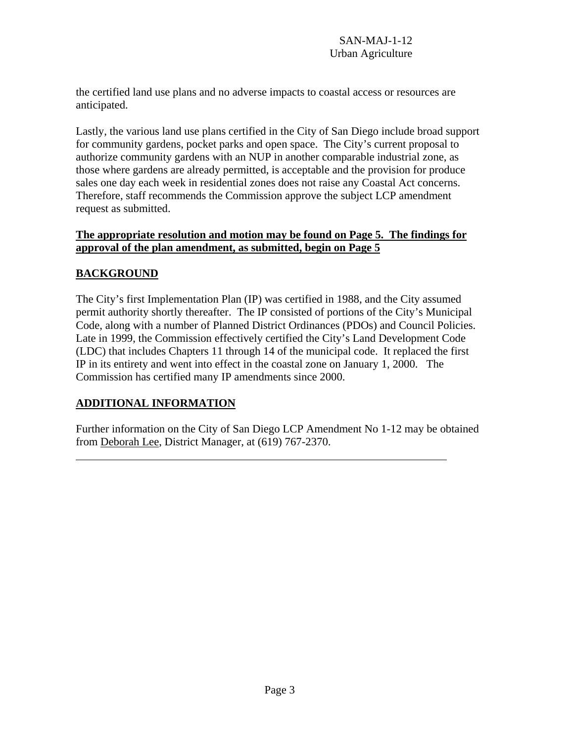the certified land use plans and no adverse impacts to coastal access or resources are anticipated.

Lastly, the various land use plans certified in the City of San Diego include broad support for community gardens, pocket parks and open space. The City's current proposal to authorize community gardens with an NUP in another comparable industrial zone, as those where gardens are already permitted, is acceptable and the provision for produce sales one day each week in residential zones does not raise any Coastal Act concerns. Therefore, staff recommends the Commission approve the subject LCP amendment request as submitted.

**The appropriate resolution and motion may be found on Page 5. The findings for approval of the plan amendment, as submitted, begin on Page 5**

## BACKGROUND

The City's first Implementation Plan (IP) was certified in 1988, and the City assumed permit authority shortly thereafter. The IP consisted of portions of the City's Municipal Code, along with a number of Planned District Ordinances (PDOs) and Council Policies. Late in 1999, the Commission effectively certified the City's Land Development Code (LDC) that includes Chapters 11 through 14 of the municipal code. It replaced the first IP in its entirety and went into effect in the coastal zone on January 1, 2000. The Commission has certified many IP amendments since 2000.

## ADDITIONAL INFORMATION

Further information on the City of San Diego LCP Amendment No 1-12 may be obtained from Deborah Lee, District Manager, at (619) 767-2370.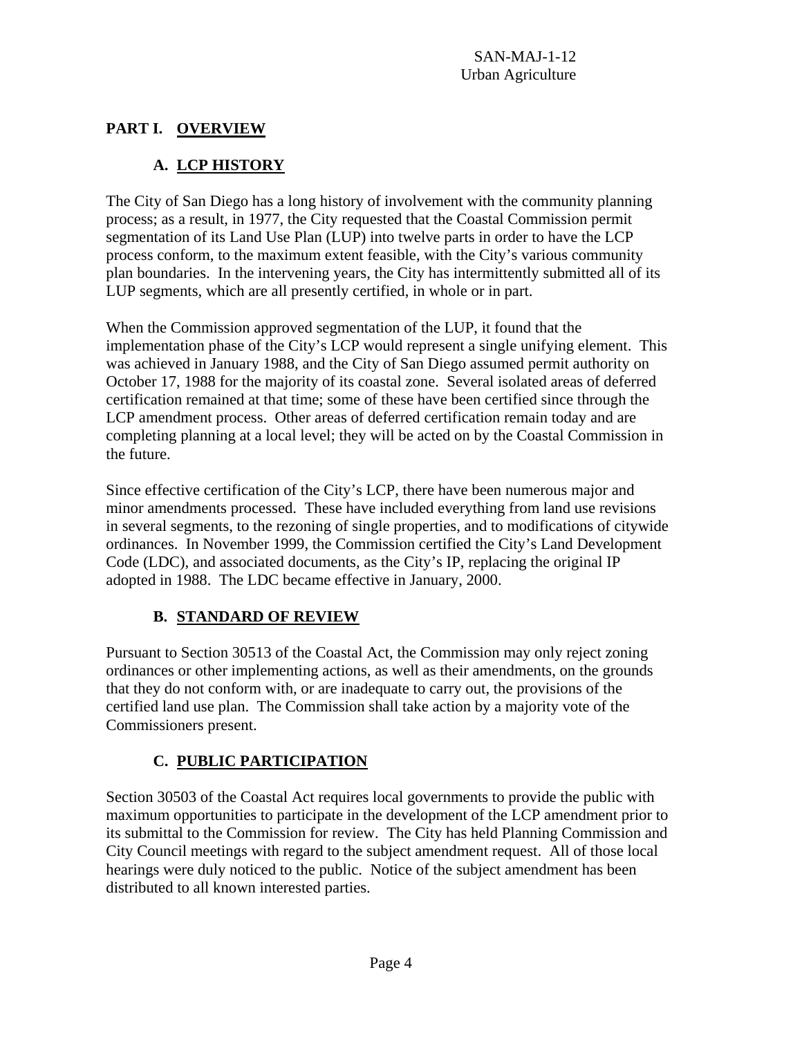## PART I. OVERVIEW

### A. LCP HISTORY

The City of San Diego has a long history of involvement with the community planning process; as a result, in 1977, the City requested that the Coastal Commission permit segmentation of its Land Use Plan (LUP) into twelve parts in order to have the LCP process conform, to the maximum extent feasible, with the City's various community plan boundaries. In the intervening years, the City has intermittently submitted all of its LUP segments, which are all presently certified, in whole or in part.

When the Commission approved segmentation of the LUP, it found that the implementation phase of the City's LCP would represent a single unifying element. This was achieved in January 1988, and the City of San Diego assumed permit authority on October 17, 1988 for the majority of its coastal zone. Several isolated areas of deferred certification remained at that time; some of these have been certified since through the LCP amendment process. Other areas of deferred certification remain today and are completing planning at a local level; they will be acted on by the Coastal Commission in the future.

Since effective certification of the City's LCP, there have been numerous major and minor amendments processed. These have included everything from land use revisions in several segments, to the rezoning of single properties, and to modifications of citywide ordinances. In November 1999, the Commission certified the City's Land Development Code (LDC), and associated documents, as the City's IP, replacing the original IP adopted in 1988. The LDC became effective in January, 2000.

### B. STANDARD OF REVIEW

Pursuant to Section 30513 of the Coastal Act, the Commission may only reject zoning ordinances or other implementing actions, as well as their amendments, on the grounds that they do not conform with, or are inadequate to carry out, the provisions of the certified land use plan. The Commission shall take action by a majority vote of the Commissioners present.

### C. PUBLIC PARTICIPATION

Section 30503 of the Coastal Act requires local governments to provide the public with maximum opportunities to participate in the development of the LCP amendment prior to its submittal to the Commission for review. The City has held Planning Commission and City Council meetings with regard to the subject amendment request. All of those local hearings were duly noticed to the public. Notice of the subject amendment has been distributed to all known interested parties.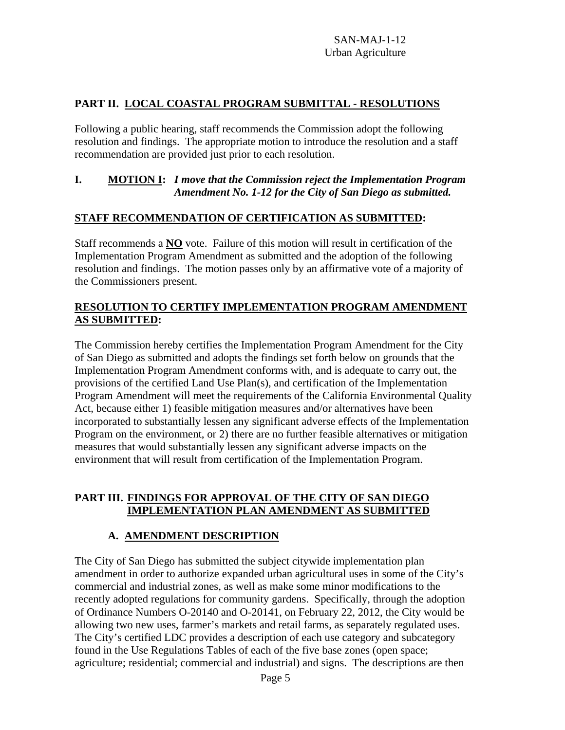## PART II. LOCAL COASTAL PROGRAM SUBMITTAL - RESOLUTIONS

Following a public hearing, staff recommends the Commission adopt the following resolution and findings. The appropriate motion to introduce the resolution and a staff recommendation are provided just prior to each resolution.

**I. MOTION I:** ***I move that the Commission reject the Implementation Program Amendment No. 1-12 for the City of San Diego as submitted.***

**STAFF RECOMMENDATION OF CERTIFICATION AS SUBMITTED:**

Staff recommends a **NO** vote. Failure of this motion will result in certification of the Implementation Program Amendment as submitted and the adoption of the following resolution and findings. The motion passes only by an affirmative vote of a majority of the Commissioners present.

**RESOLUTION TO CERTIFY IMPLEMENTATION PROGRAM AMENDMENT AS SUBMITTED:**

The Commission hereby certifies the Implementation Program Amendment for the City of San Diego as submitted and adopts the findings set forth below on grounds that the Implementation Program Amendment conforms with, and is adequate to carry out, the provisions of the certified Land Use Plan(s), and certification of the Implementation Program Amendment will meet the requirements of the California Environmental Quality Act, because either 1) feasible mitigation measures and/or alternatives have been incorporated to substantially lessen any significant adverse effects of the Implementation Program on the environment, or 2) there are no further feasible alternatives or mitigation measures that would substantially lessen any significant adverse impacts on the environment that will result from certification of the Implementation Program.

## PART III. FINDINGS FOR APPROVAL OF THE CITY OF SAN DIEGO IMPLEMENTATION PLAN AMENDMENT AS SUBMITTED

### A. AMENDMENT DESCRIPTION

The City of San Diego has submitted the subject citywide implementation plan amendment in order to authorize expanded urban agricultural uses in some of the City's commercial and industrial zones, as well as make some minor modifications to the recently adopted regulations for community gardens. Specifically, through the adoption of Ordinance Numbers O-20140 and O-20141, on February 22, 2012, the City would be allowing two new uses, farmer's markets and retail farms, as separately regulated uses. The City's certified LDC provides a description of each use category and subcategory found in the Use Regulations Tables of each of the five base zones (open space; agriculture; residential; commercial and industrial) and signs. The descriptions are then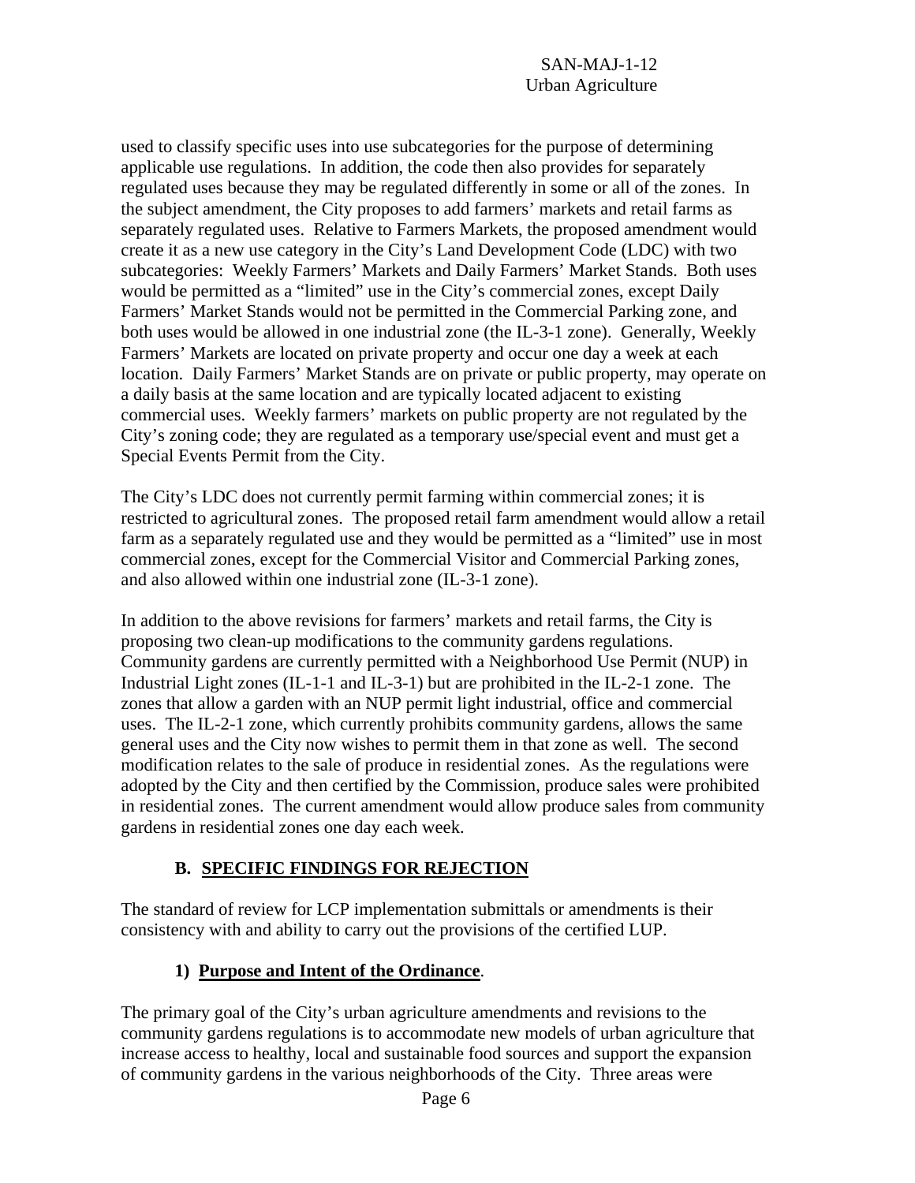used to classify specific uses into use subcategories for the purpose of determining applicable use regulations. In addition, the code then also provides for separately regulated uses because they may be regulated differently in some or all of the zones. In the subject amendment, the City proposes to add farmers' markets and retail farms as separately regulated uses. Relative to Farmers Markets, the proposed amendment would create it as a new use category in the City's Land Development Code (LDC) with two subcategories: Weekly Farmers' Markets and Daily Farmers' Market Stands. Both uses would be permitted as a "limited" use in the City's commercial zones, except Daily Farmers' Market Stands would not be permitted in the Commercial Parking zone, and both uses would be allowed in one industrial zone (the IL-3-1 zone). Generally, Weekly Farmers' Markets are located on private property and occur one day a week at each location. Daily Farmers' Market Stands are on private or public property, may operate on a daily basis at the same location and are typically located adjacent to existing commercial uses. Weekly farmers' markets on public property are not regulated by the City's zoning code; they are regulated as a temporary use/special event and must get a Special Events Permit from the City.

The City's LDC does not currently permit farming within commercial zones; it is restricted to agricultural zones. The proposed retail farm amendment would allow a retail farm as a separately regulated use and they would be permitted as a "limited" use in most commercial zones, except for the Commercial Visitor and Commercial Parking zones, and also allowed within one industrial zone (IL-3-1 zone).

In addition to the above revisions for farmers' markets and retail farms, the City is proposing two clean-up modifications to the community gardens regulations. Community gardens are currently permitted with a Neighborhood Use Permit (NUP) in Industrial Light zones (IL-1-1 and IL-3-1) but are prohibited in the IL-2-1 zone. The zones that allow a garden with an NUP permit light industrial, office and commercial uses. The IL-2-1 zone, which currently prohibits community gardens, allows the same general uses and the City now wishes to permit them in that zone as well. The second modification relates to the sale of produce in residential zones. As the regulations were adopted by the City and then certified by the Commission, produce sales were prohibited in residential zones. The current amendment would allow produce sales from community gardens in residential zones one day each week.

## B. SPECIFIC FINDINGS FOR REJECTION

The standard of review for LCP implementation submittals or amendments is their consistency with and ability to carry out the provisions of the certified LUP.

### 1) Purpose and Intent of the Ordinance.

The primary goal of the City's urban agriculture amendments and revisions to the community gardens regulations is to accommodate new models of urban agriculture that increase access to healthy, local and sustainable food sources and support the expansion of community gardens in the various neighborhoods of the City. Three areas were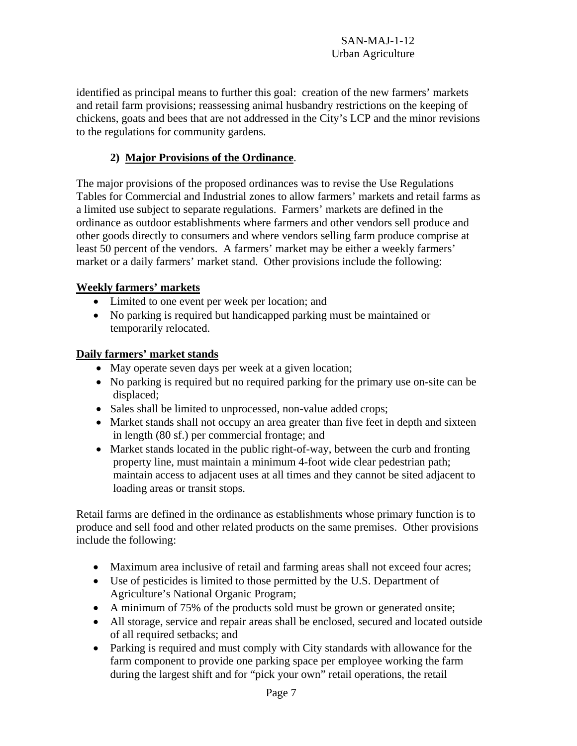identified as principal means to further this goal: creation of the new farmers' markets and retail farm provisions; reassessing animal husbandry restrictions on the keeping of chickens, goats and bees that are not addressed in the City's LCP and the minor revisions to the regulations for community gardens.

**2) Major Provisions of the Ordinance**.

The major provisions of the proposed ordinances was to revise the Use Regulations Tables for Commercial and Industrial zones to allow farmers' markets and retail farms as a limited use subject to separate regulations. Farmers' markets are defined in the ordinance as outdoor establishments where farmers and other vendors sell produce and other goods directly to consumers and where vendors selling farm produce comprise at least 50 percent of the vendors. A farmers' market may be either a weekly farmers' market or a daily farmers' market stand. Other provisions include the following:

**Weekly farmers' markets**

- Limited to one event per week per location; and
- No parking is required but handicapped parking must be maintained or temporarily relocated.

**Daily farmers' market stands**

- May operate seven days per week at a given location;
- No parking is required but no required parking for the primary use on-site can be displaced;
- Sales shall be limited to unprocessed, non-value added crops;
- Market stands shall not occupy an area greater than five feet in depth and sixteen in length (80 sf.) per commercial frontage; and
- Market stands located in the public right-of-way, between the curb and fronting property line, must maintain a minimum 4-foot wide clear pedestrian path; maintain access to adjacent uses at all times and they cannot be sited adjacent to loading areas or transit stops.

Retail farms are defined in the ordinance as establishments whose primary function is to produce and sell food and other related products on the same premises. Other provisions include the following:

- Maximum area inclusive of retail and farming areas shall not exceed four acres;
- Use of pesticides is limited to those permitted by the U.S. Department of Agriculture's National Organic Program;
- A minimum of 75% of the products sold must be grown or generated onsite;
- All storage, service and repair areas shall be enclosed, secured and located outside of all required setbacks; and
- Parking is required and must comply with City standards with allowance for the farm component to provide one parking space per employee working the farm during the largest shift and for "pick your own" retail operations, the retail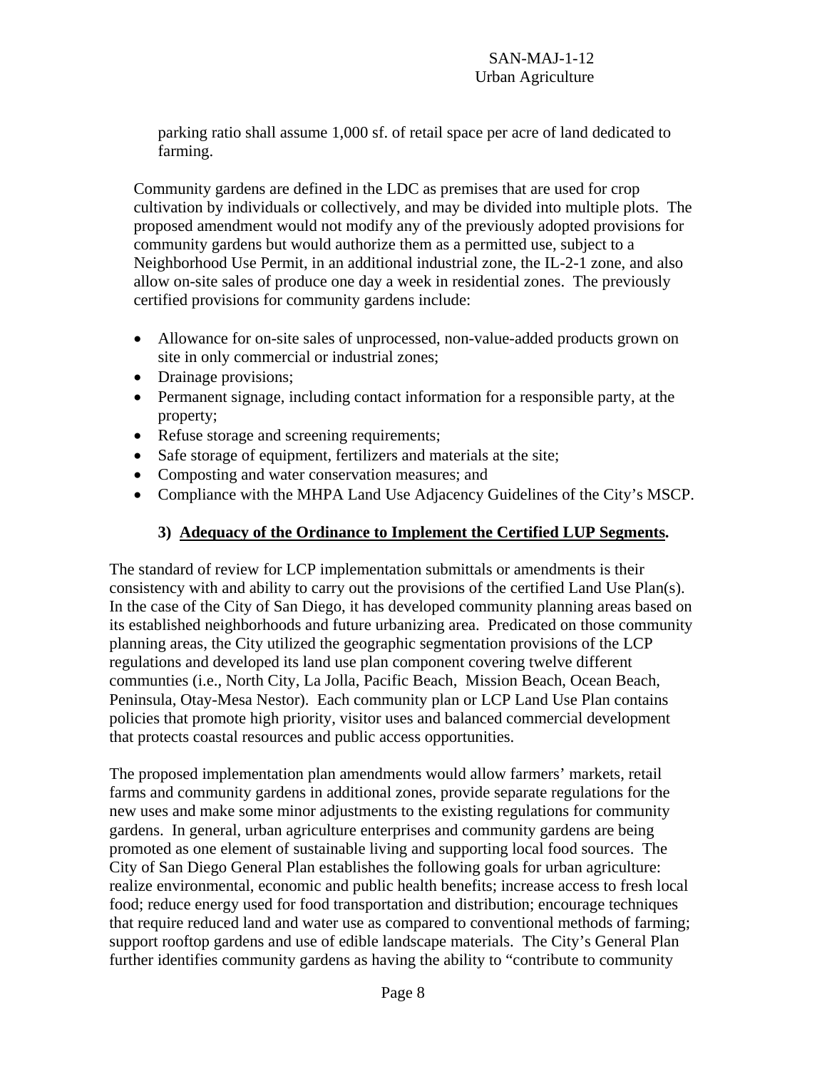parking ratio shall assume 1,000 sf. of retail space per acre of land dedicated to farming.

Community gardens are defined in the LDC as premises that are used for crop cultivation by individuals or collectively, and may be divided into multiple plots. The proposed amendment would not modify any of the previously adopted provisions for community gardens but would authorize them as a permitted use, subject to a Neighborhood Use Permit, in an additional industrial zone, the IL-2-1 zone, and also allow on-site sales of produce one day a week in residential zones. The previously certified provisions for community gardens include:

- Allowance for on-site sales of unprocessed, non-value-added products grown on site in only commercial or industrial zones;
- Drainage provisions;
- Permanent signage, including contact information for a responsible party, at the property;
- Refuse storage and screening requirements;
- Safe storage of equipment, fertilizers and materials at the site;
- Composting and water conservation measures; and
- Compliance with the MHPA Land Use Adjacency Guidelines of the City's MSCP.

### 3) Adequacy of the Ordinance to Implement the Certified LUP Segments.

The standard of review for LCP implementation submittals or amendments is their consistency with and ability to carry out the provisions of the certified Land Use Plan(s). In the case of the City of San Diego, it has developed community planning areas based on its established neighborhoods and future urbanizing area. Predicated on those community planning areas, the City utilized the geographic segmentation provisions of the LCP regulations and developed its land use plan component covering twelve different communties (i.e., North City, La Jolla, Pacific Beach, Mission Beach, Ocean Beach, Peninsula, Otay-Mesa Nestor). Each community plan or LCP Land Use Plan contains policies that promote high priority, visitor uses and balanced commercial development that protects coastal resources and public access opportunities.

The proposed implementation plan amendments would allow farmers' markets, retail farms and community gardens in additional zones, provide separate regulations for the new uses and make some minor adjustments to the existing regulations for community gardens. In general, urban agriculture enterprises and community gardens are being promoted as one element of sustainable living and supporting local food sources. The City of San Diego General Plan establishes the following goals for urban agriculture: realize environmental, economic and public health benefits; increase access to fresh local food; reduce energy used for food transportation and distribution; encourage techniques that require reduced land and water use as compared to conventional methods of farming; support rooftop gardens and use of edible landscape materials. The City's General Plan further identifies community gardens as having the ability to "contribute to community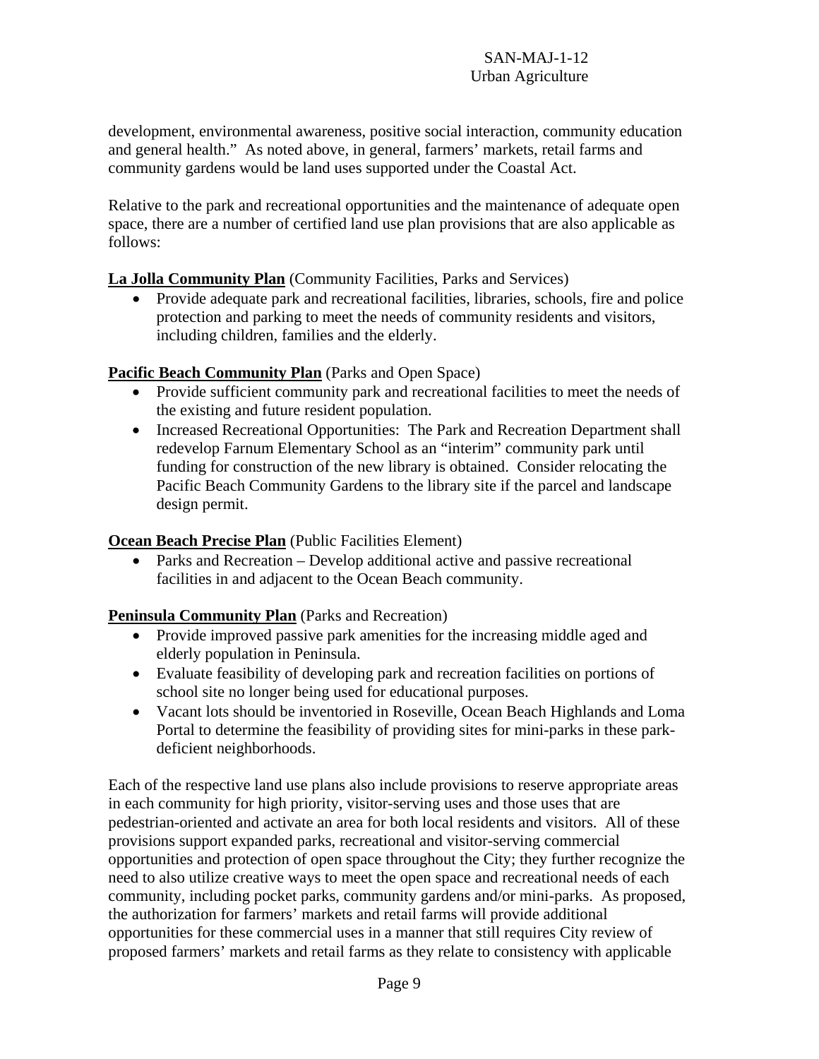development, environmental awareness, positive social interaction, community education and general health." As noted above, in general, farmers' markets, retail farms and community gardens would be land uses supported under the Coastal Act.

Relative to the park and recreational opportunities and the maintenance of adequate open space, there are a number of certified land use plan provisions that are also applicable as follows:

**La Jolla Community Plan** (Community Facilities, Parks and Services)

- Provide adequate park and recreational facilities, libraries, schools, fire and police protection and parking to meet the needs of community residents and visitors, including children, families and the elderly.

**Pacific Beach Community Plan** (Parks and Open Space)

- Provide sufficient community park and recreational facilities to meet the needs of the existing and future resident population.
- Increased Recreational Opportunities: The Park and Recreation Department shall redevelop Farnum Elementary School as an "interim" community park until funding for construction of the new library is obtained. Consider relocating the Pacific Beach Community Gardens to the library site if the parcel and landscape design permit.

**Ocean Beach Precise Plan** (Public Facilities Element)

- Parks and Recreation – Develop additional active and passive recreational facilities in and adjacent to the Ocean Beach community.

**Peninsula Community Plan** (Parks and Recreation)

- Provide improved passive park amenities for the increasing middle aged and elderly population in Peninsula.
- Evaluate feasibility of developing park and recreation facilities on portions of school site no longer being used for educational purposes.
- Vacant lots should be inventoried in Roseville, Ocean Beach Highlands and Loma Portal to determine the feasibility of providing sites for mini-parks in these park-deficient neighborhoods.

Each of the respective land use plans also include provisions to reserve appropriate areas in each community for high priority, visitor-serving uses and those uses that are pedestrian-oriented and activate an area for both local residents and visitors. All of these provisions support expanded parks, recreational and visitor-serving commercial opportunities and protection of open space throughout the City; they further recognize the need to also utilize creative ways to meet the open space and recreational needs of each community, including pocket parks, community gardens and/or mini-parks. As proposed, the authorization for farmers' markets and retail farms will provide additional opportunities for these commercial uses in a manner that still requires City review of proposed farmers' markets and retail farms as they relate to consistency with applicable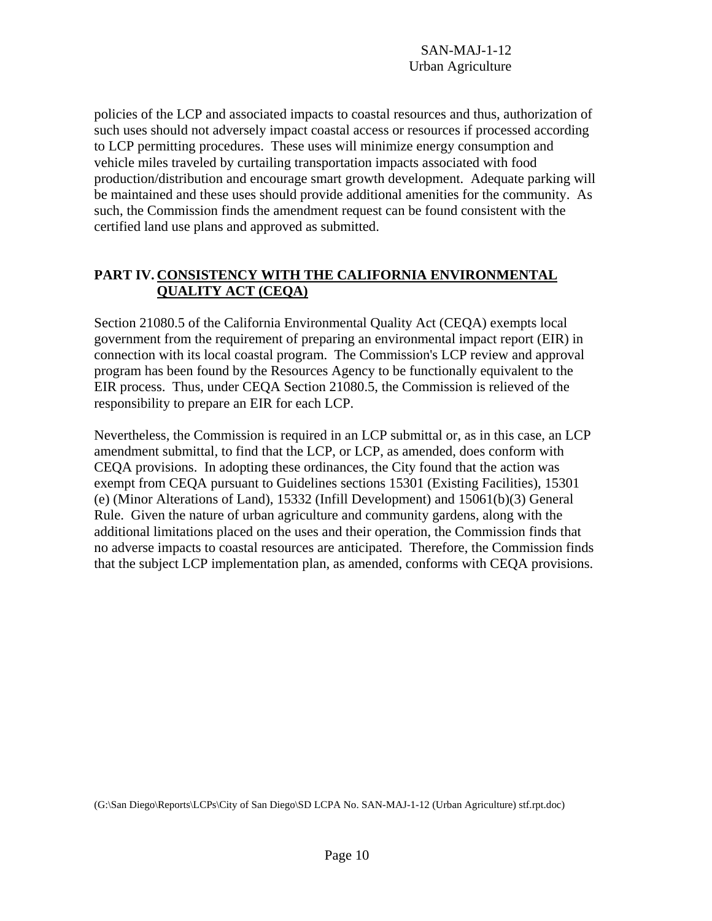policies of the LCP and associated impacts to coastal resources and thus, authorization of such uses should not adversely impact coastal access or resources if processed according to LCP permitting procedures. These uses will minimize energy consumption and vehicle miles traveled by curtailing transportation impacts associated with food production/distribution and encourage smart growth development. Adequate parking will be maintained and these uses should provide additional amenities for the community. As such, the Commission finds the amendment request can be found consistent with the certified land use plans and approved as submitted.

## PART IV. CONSISTENCY WITH THE CALIFORNIA ENVIRONMENTAL QUALITY ACT (CEQA)

Section 21080.5 of the California Environmental Quality Act (CEQA) exempts local government from the requirement of preparing an environmental impact report (EIR) in connection with its local coastal program. The Commission's LCP review and approval program has been found by the Resources Agency to be functionally equivalent to the EIR process. Thus, under CEQA Section 21080.5, the Commission is relieved of the responsibility to prepare an EIR for each LCP.

Nevertheless, the Commission is required in an LCP submittal or, as in this case, an LCP amendment submittal, to find that the LCP, or LCP, as amended, does conform with CEQA provisions. In adopting these ordinances, the City found that the action was exempt from CEQA pursuant to Guidelines sections 15301 (Existing Facilities), 15301 (e) (Minor Alterations of Land), 15332 (Infill Development) and 15061(b)(3) General Rule. Given the nature of urban agriculture and community gardens, along with the additional limitations placed on the uses and their operation, the Commission finds that no adverse impacts to coastal resources are anticipated. Therefore, the Commission finds that the subject LCP implementation plan, as amended, conforms with CEQA provisions.

(G:\San Diego\Reports\LCPs\City of San Diego\SD LCPA No. SAN-MAJ-1-12 (Urban Agriculture) stf.rpt.doc)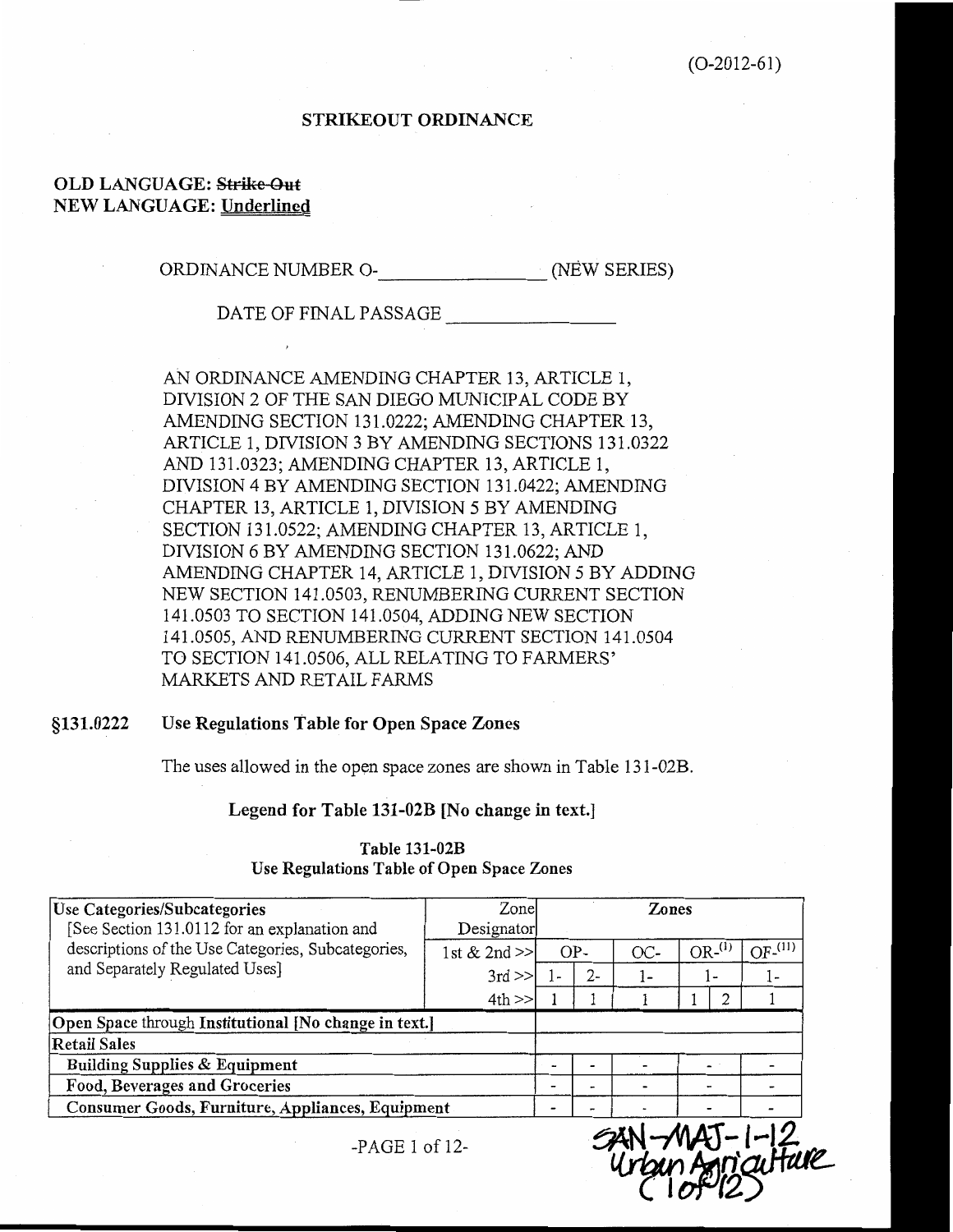(O-2012-61)

**STRIKEOUT ORDINANCE**

**OLD LANGUAGE: ~~Strike-Out~~**
**NEW LANGUAGE: Underlined**

ORDINANCE NUMBER O-_______________ (NEW SERIES)

DATE OF FINAL PASSAGE _______________

AN ORDINANCE AMENDING CHAPTER 13, ARTICLE 1, DIVISION 2 OF THE SAN DIEGO MUNICIPAL CODE BY AMENDING SECTION 131.0222; AMENDING CHAPTER 13, ARTICLE 1, DIVISION 3 BY AMENDING SECTIONS 131.0322 AND 131.0323; AMENDING CHAPTER 13, ARTICLE 1, DIVISION 4 BY AMENDING SECTION 131.0422; AMENDING CHAPTER 13, ARTICLE 1, DIVISION 5 BY AMENDING SECTION 131.0522; AMENDING CHAPTER 13, ARTICLE 1, DIVISION 6 BY AMENDING SECTION 131.0622; AND AMENDING CHAPTER 14, ARTICLE 1, DIVISION 5 BY ADDING NEW SECTION 141.0503, RENUMBERING CURRENT SECTION 141.0503 TO SECTION 141.0504, ADDING NEW SECTION 141.0505, AND RENUMBERING CURRENT SECTION 141.0504 TO SECTION 141.0506, ALL RELATING TO FARMERS' MARKETS AND RETAIL FARMS

## §131.0222 Use Regulations Table for Open Space Zones

The uses allowed in the open space zones are shown in Table 131-02B.

**Legend for Table 131-02B [No change in text.]**

**Table 131-02B**
**Use Regulations Table of Open Space Zones**

| Use Categories/Subcategories [See Section 131.0112 for an explanation and descriptions of the Use Categories, Subcategories, and Separately Regulated Uses] | Zone Designator | Zones | | | | | |
|---|---|---|---|---|---|---|---|
| | 1st & 2nd >> | OP- | | OC- | OR-[1] | | OF-[11] |
| | 3rd >> | 1- | 2- | 1- | 1- | | 1- |
| | 4th >> | 1 | 1 | 1 | 1 | 2 | 1 |
| **Open Space through Institutional [No change in text.]** | | | | | | | |
| **Retail Sales** | | | | | | | |
| **Building Supplies & Equipment** | | - | - | - | - | | - |
| **Food, Beverages and Groceries** | | - | - | - | - | | - |
| **Consumer Goods, Furniture, Appliances, Equipment** | | - | - | - | - | | - |

SAN-MAJ-1-12
Urban Agriculture
(1 of 12)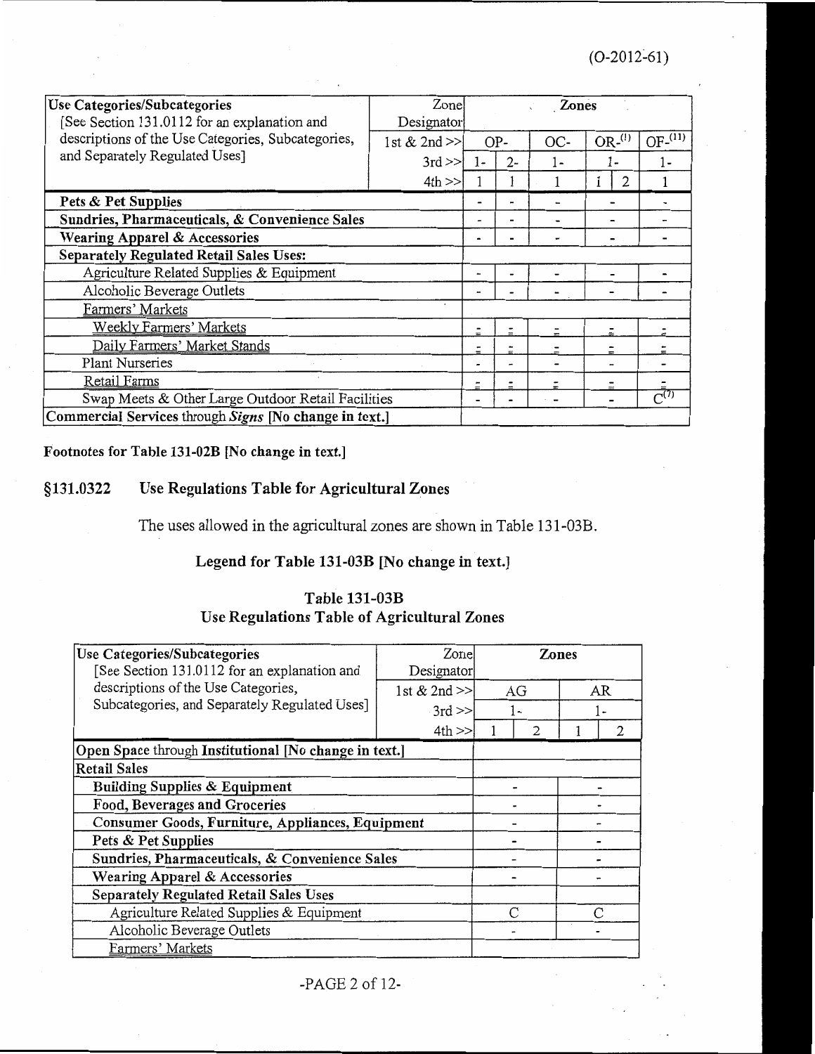(O-2012-61)

| Use Categories/Subcategories [See Section 131.0112 for an explanation and descriptions of the Use Categories, Subcategories, and Separately Regulated Uses] | Zone Designator | Zones | | | | | |
|---|---|---|---|---|---|---|---|
| | 1st & 2nd >> | OP- | | OC- | OR-[1] | | OF-[11] |
| | 3rd >> | 1- | 2- | 1- | 1- | | 1- |
| | 4th >> | 1 | 1 | 1 | 1 | 2 | 1 |
| **Pets & Pet Supplies** | | - | - | - | - | | - |
| **Sundries, Pharmaceuticals, & Convenience Sales** | | - | - | - | - | | - |
| **Wearing Apparel & Accessories** | | - | - | - | - | | - |
| **Separately Regulated Retail Sales Uses:** | | | | | | | |
| Agriculture Related Supplies & Equipment | | - | - | - | - | | - |
| Alcoholic Beverage Outlets | | - | - | - | - | | - |
| Farmers' Markets | | | | | | | |
| Weekly Farmers' Markets | | - | - | - | - | | - |
| Daily Farmers' Market Stands | | - | - | - | - | | - |
| Plant Nurseries | | - | - | - | - | | - |
| Retail Farms | | - | - | - | - | | - |
| Swap Meets & Other Large Outdoor Retail Facilities | | - | - | - | - | | C[7] |
| **Commercial Services** through ***Signs*** **[No change in text.]** | | | | | | | |

**Footnotes for Table 131-02B [No change in text.]**

## §131.0322 Use Regulations Table for Agricultural Zones

The uses allowed in the agricultural zones are shown in Table 131-03B.

**Legend for Table 131-03B [No change in text.]**

**Table 131-03B**
**Use Regulations Table of Agricultural Zones**

| Use Categories/Subcategories [See Section 131.0112 for an explanation and descriptions of the Use Categories, Subcategories, and Separately Regulated Uses] | Zone Designator | Zones | | | |
|---|---|---|---|---|---|
| | 1st & 2nd >> | AG | | AR | |
| | 3rd >> | 1- | | 1- | |
| | 4th >> | 1 | 2 | 1 | 2 |
| **Open Space** through **Institutional [No change in text.]** | | | | | |
| **Retail Sales** | | | | | |
| **Building Supplies & Equipment** | | - | | - | |
| **Food, Beverages and Groceries** | | - | | - | |
| **Consumer Goods, Furniture, Appliances, Equipment** | | - | | - | |
| **Pets & Pet Supplies** | | - | | - | |
| **Sundries, Pharmaceuticals, & Convenience Sales** | | - | | - | |
| **Wearing Apparel & Accessories** | | - | | - | |
| **Separately Regulated Retail Sales Uses** | | | | | |
| Agriculture Related Supplies & Equipment | | C | | C | |
| Alcoholic Beverage Outlets | | - | | - | |
| Farmers' Markets | | | | | |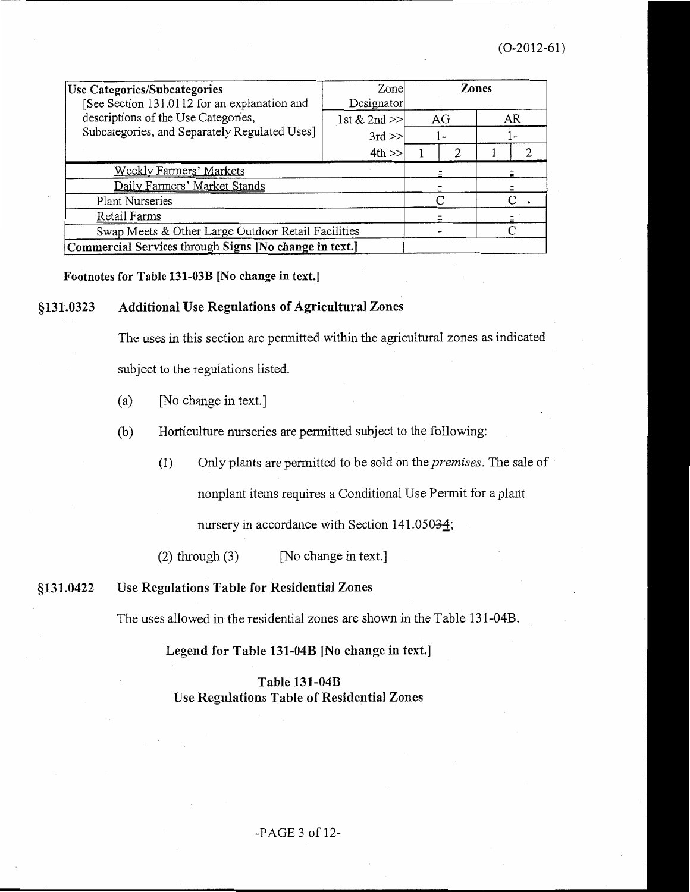(O-2012-61)

| Use Categories/Subcategories [See Section 131.0112 for an explanation and descriptions of the Use Categories, Subcategories, and Separately Regulated Uses] | Zone Designator | Zones | | | |
|---|---|---|---|---|---|
| | 1st & 2nd >> | AG | | AR | |
| | 3rd >> | 1- | | 1- | |
| | 4th >> | 1 | 2 | 1 | 2 |
| Weekly Farmers' Markets | | - | | - | |
| Daily Farmers' Market Stands | | - | | - | |
| Plant Nurseries | | C | | C | |
| Retail Farms | | - | | - | |
| Swap Meets & Other Large Outdoor Retail Facilities | | - | | C | |
| **Commercial Services through Signs [No change in text.]** | | | | | |

**Footnotes for Table 131-03B [No change in text.]**

## §131.0323 Additional Use Regulations of Agricultural Zones

The uses in this section are permitted within the agricultural zones as indicated subject to the regulations listed.

(a) [No change in text.]

(b) Horticulture nurseries are permitted subject to the following:

(1) Only plants are permitted to be sold on the *premises*. The sale of nonplant items requires a Conditional Use Permit for a plant nursery in accordance with Section 141.05034;

(2) through (3) [No change in text.]

## §131.0422 Use Regulations Table for Residential Zones

The uses allowed in the residential zones are shown in the Table 131-04B.

**Legend for Table 131-04B [No change in text.]**

**Table 131-04B**
**Use Regulations Table of Residential Zones**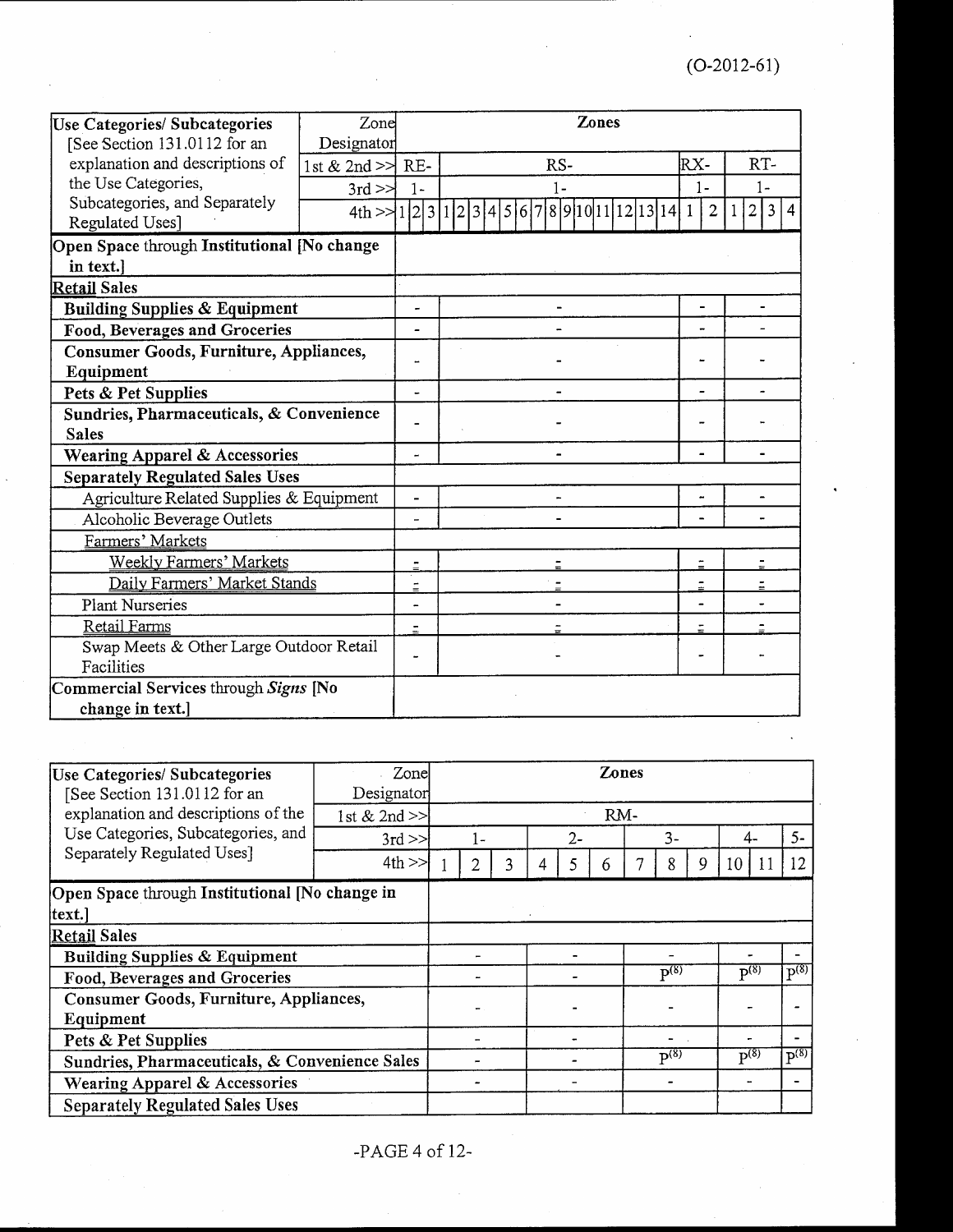(O-2012-61)

| Use Categories/ Subcategories [See Section 131.0112 for an explanation and descriptions of the Use Categories, Subcategories, and Separately Regulated Uses] | Zone Designator | Zones | | | |
|---|---|---|---|---|---|
| | 1st & 2nd >> | RE- | RS- | RX- | RT- |
| | 3rd >> | 1- | 1- | 1- | 1- |
| | 4th >> | 1 \| 2 \| 3 | 1 \| 2 \| 3 \| 4 \| 5 \| 6 \| 7 \| 8 \| 9 \| 10 \| 11 \| 12 \| 13 \| 14 | 1 \| 2 | 1 \| 2 \| 3 \| 4 |
| **Open Space** through **Institutional** [No change in text.] | | | | | |
| **Retail Sales** | | | | | |
| **Building Supplies & Equipment** | | - | - | - | - |
| **Food, Beverages and Groceries** | | - | - | - | - |
| **Consumer Goods, Furniture, Appliances, Equipment** | | - | - | - | - |
| **Pets & Pet Supplies** | | - | - | - | - |
| **Sundries, Pharmaceuticals, & Convenience Sales** | | - | - | - | - |
| **Wearing Apparel & Accessories** | | - | - | - | - |
| **Separately Regulated Sales Uses** | | | | | |
| Agriculture Related Supplies & Equipment | | - | - | - | - |
| Alcoholic Beverage Outlets | | - | - | - | - |
| Farmers' Markets | | | | | |
| Weekly Farmers' Markets | | - | - | - | - |
| Daily Farmers' Market Stands | | - | - | - | - |
| Plant Nurseries | | - | - | - | - |
| Retail Farms | | - | - | - | - |
| Swap Meets & Other Large Outdoor Retail Facilities | | - | - | - | - |
| **Commercial Services** through ***Signs*** [No change in text.] | | | | | |

| Use Categories/ Subcategories [See Section 131.0112 for an explanation and descriptions of the Use Categories, Subcategories, and Separately Regulated Uses] | Zone Designator | Zones | | | | | | | | | | | |
|---|---|---|---|---|---|---|---|---|---|---|---|---|---|
| | 1st & 2nd >> | RM- | | | | | | | | | | | |
| | 3rd >> | 1- | | | 2- | | | 3- | | | 4- | | 5- |
| | 4th >> | 1 | 2 | 3 | 4 | 5 | 6 | 7 | 8 | 9 | 10 | 11 | 12 |
| **Open Space** through **Institutional** [No change in text.] | | | | | | | | | | | | | |
| **Retail Sales** | | | | | | | | | | | | | |
| **Building Supplies & Equipment** | | - | | | - | | | - | | | - | | - |
| **Food, Beverages and Groceries** | | - | | | - | | | P(8) | | | P(8) | | P(8) |
| **Consumer Goods, Furniture, Appliances, Equipment** | | - | | | - | | | - | | | - | | - |
| **Pets & Pet Supplies** | | - | | | - | | | - | | | - | | - |
| **Sundries, Pharmaceuticals, & Convenience Sales** | | - | | | - | | | P(8) | | | P(8) | | P(8) |
| **Wearing Apparel & Accessories** | | - | | | - | | | - | | | - | | - |
| **Separately Regulated Sales Uses** | | | | | | | | | | | | | |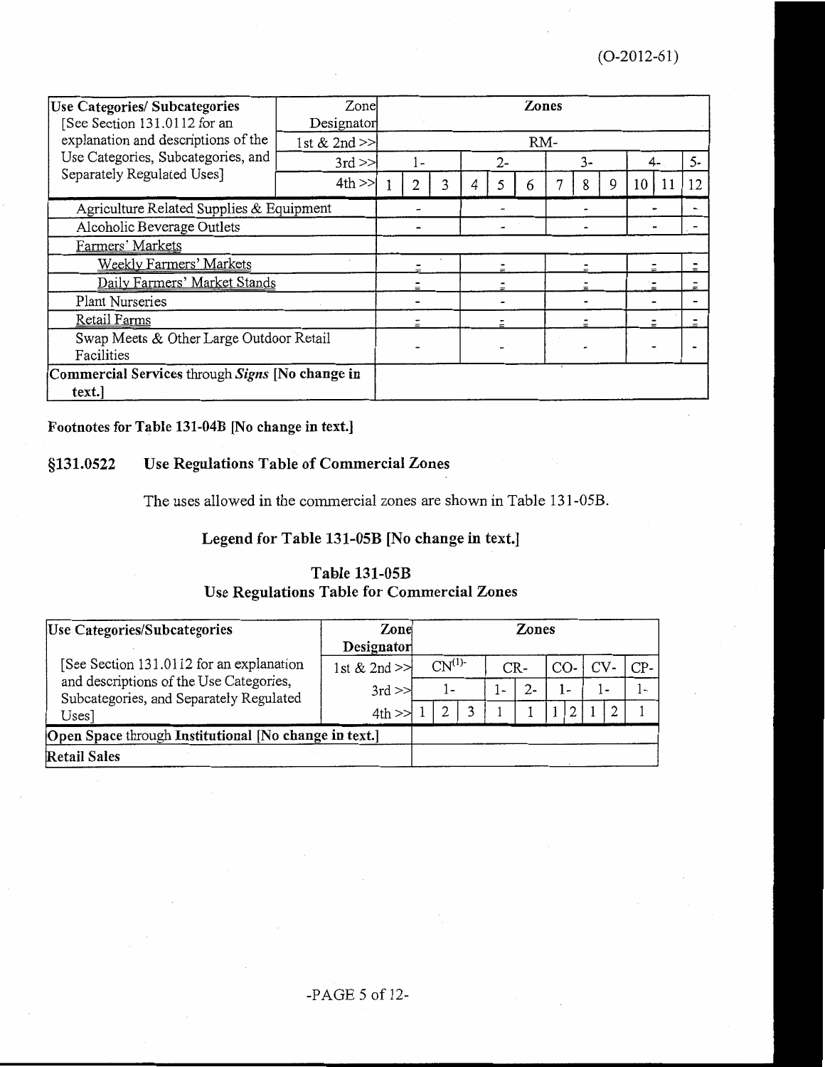(O-2012-61)

| Use Categories/ Subcategories [See Section 131.0112 for an explanation and descriptions of the Use Categories, Subcategories, and Separately Regulated Uses] | Zone Designator | Zones | | | | | | | | | | | |
|---|---|---|---|---|---|---|---|---|---|---|---|---|---|
| | 1st & 2nd >> | RM- | | | | | | | | | | | |
| | 3rd >> | 1- | | | 2- | | | 3- | | | 4- | | 5- |
| | 4th >> | 1 | 2 | 3 | 4 | 5 | 6 | 7 | 8 | 9 | 10 | 11 | 12 |
| Agriculture Related Supplies & Equipment | | - | | | - | | | - | | | - | | - |
| Alcoholic Beverage Outlets | | - | | | - | | | - | | | - | | - |
| Farmers' Markets | | | | | | | | | | | | | |
| Weekly Farmers' Markets | | - | | | - | | | - | | | - | | - |
| Daily Farmers' Market Stands | | - | | | - | | | - | | | - | | - |
| Plant Nurseries | | - | | | - | | | - | | | - | | - |
| Retail Farms | | - | | | - | | | - | | | - | | - |
| Swap Meets & Other Large Outdoor Retail Facilities | | - | | | - | | | - | | | - | | - |
| **Commercial Services** through ***Signs*** **[No change in text.]** | | | | | | | | | | | | | |

**Footnotes for Table 131-04B [No change in text.]**

## §131.0522 Use Regulations Table of Commercial Zones

The uses allowed in the commercial zones are shown in Table 131-05B.

### Legend for Table 131-05B [No change in text.]

### Table 131-05B
### Use Regulations Table for Commercial Zones

| Use Categories/Subcategories [See Section 131.0112 for an explanation and descriptions of the Use Categories, Subcategories, and Separately Regulated Uses] | Zone Designator | Zones | | | | | | | | | |
|---|---|---|---|---|---|---|---|---|---|---|---|
| | 1st & 2nd >> | CN[(1)]- | | | CR- | | CO- | | CV- | | CP- |
| | 3rd >> | 1- | | | 1- | 2- | 1- | | 1- | | 1- |
| | 4th >> | 1 | 2 | 3 | 1 | 1 | 1 | 2 | 1 | 2 | 1 |
| **Open Space through Institutional [No change in text.]** | | | | | | | | | | | |
| **Retail Sales** | | | | | | | | | | | |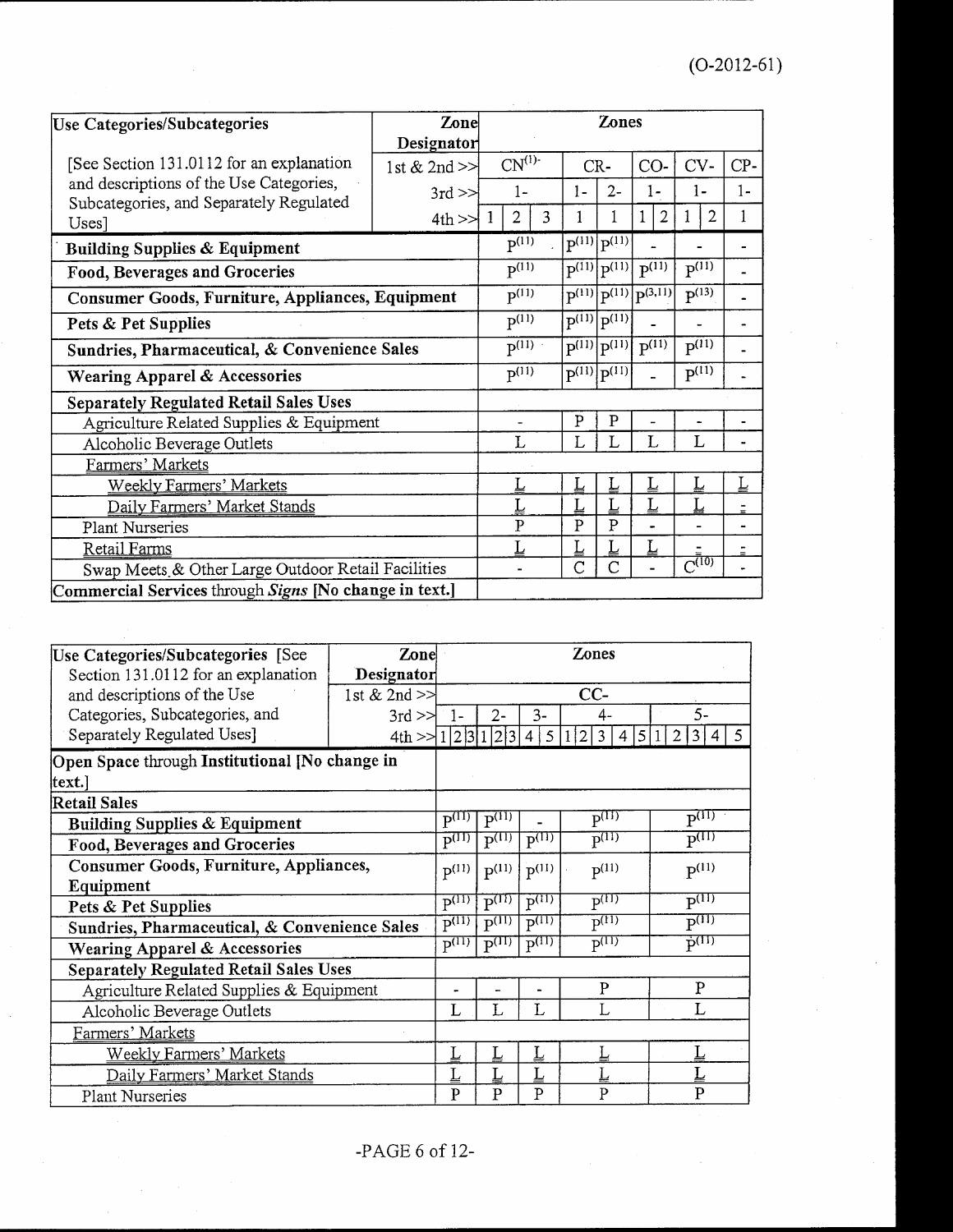(O-2012-61)

| Use Categories/Subcategories | Zone Designator | Zones | | | | | | | | | |
|---|---|---|---|---|---|---|---|---|---|---|---|
| [See Section 131.0112 for an explanation and descriptions of the Use Categories, Subcategories, and Separately Regulated Uses] | 1st & 2nd >> | CN(1)- | | | CR- | | CO- | | CV- | | CP- |
| | 3rd >> | 1- | | | 1- | 2- | 1- | | 1- | | 1- |
| | 4th >> | 1 | 2 | 3 | 1 | 1 | 1 | 2 | 1 | 2 | 1 |
| **Building Supplies & Equipment** | | P(11) | | | P(11) | P(11) | - | | - | | - |
| **Food, Beverages and Groceries** | | P(11) | | | P(11) | P(11) | P(11) | | P(11) | | - |
| **Consumer Goods, Furniture, Appliances, Equipment** | | P(11) | | | P(11) | P(11) | P(3,11) | | P(13) | | - |
| **Pets & Pet Supplies** | | P(11) | | | P(11) | P(11) | - | | - | | - |
| **Sundries, Pharmaceutical, & Convenience Sales** | | P(11) | | | P(11) | P(11) | P(11) | | P(11) | | - |
| **Wearing Apparel & Accessories** | | P(11) | | | P(11) | P(11) | - | | P(11) | | - |
| **Separately Regulated Retail Sales Uses** | | | | | | | | | | | |
| Agriculture Related Supplies & Equipment | | - | | | P | P | - | | - | | - |
| Alcoholic Beverage Outlets | | L | | | L | L | L | | L | | - |
| <u>Farmers' Markets</u> | | | | | | | | | | | |
| <u>Weekly Farmers' Markets</u> | | <u>L</u> | | | <u>L</u> | <u>L</u> | <u>L</u> | | <u>L</u> | | <u>L</u> |
| <u>Daily Farmers' Market Stands</u> | | <u>L</u> | | | <u>L</u> | <u>L</u> | <u>L</u> | | <u>L</u> | | <u>-</u> |
| Plant Nurseries | | P | | | P | P | - | | - | | - |
| <u>Retail Farms</u> | | <u>L</u> | | | <u>L</u> | <u>L</u> | <u>L</u> | | <u>-</u> | | <u>-</u> |
| Swap Meets & Other Large Outdoor Retail Facilities | | - | | | C | C | - | | C(10) | | - |
| **Commercial Services** through *Signs* [No change in text.] | | | | | | | | | | | |

| Use Categories/Subcategories [See Section 131.0112 for an explanation and descriptions of the Use Categories, Subcategories, and Separately Regulated Uses] | Zone Designator | Zones | | | | |
|---|---|---|---|---|---|---|
| | 1st & 2nd >> | CC- | | | | |
| | 3rd >> | 1- | 2- | 3- | 4- | 5- |
| | 4th >> | 1 2 3 | 1 2 3 | 4 5 | 1 2 3 4 5 | 1 2 3 4 5 |
| **Open Space** through **Institutional** [No change in text.] | | | | | | |
| **Retail Sales** | | | | | | |
| **Building Supplies & Equipment** | | P(11) | P(11) | - | P(11) | P(11) |
| **Food, Beverages and Groceries** | | P(11) | P(11) | P(11) | P(11) | P(11) |
| **Consumer Goods, Furniture, Appliances, Equipment** | | P(11) | P(11) | P(11) | P(11) | P(11) |
| **Pets & Pet Supplies** | | P(11) | P(11) | P(11) | P(11) | P(11) |
| **Sundries, Pharmaceutical, & Convenience Sales** | | P(11) | P(11) | P(11) | P(11) | P(11) |
| **Wearing Apparel & Accessories** | | P(11) | P(11) | P(11) | P(11) | P(11) |
| **Separately Regulated Retail Sales Uses** | | | | | | |
| Agriculture Related Supplies & Equipment | | - | - | - | P | P |
| Alcoholic Beverage Outlets | | L | L | L | L | L |
| <u>Farmers' Markets</u> | | | | | | |
| <u>Weekly Farmers' Markets</u> | | <u>L</u> | <u>L</u> | <u>L</u> | <u>L</u> | <u>L</u> |
| <u>Daily Farmers' Market Stands</u> | | <u>L</u> | <u>L</u> | <u>L</u> | <u>L</u> | <u>L</u> |
| Plant Nurseries | | P | P | P | P | P |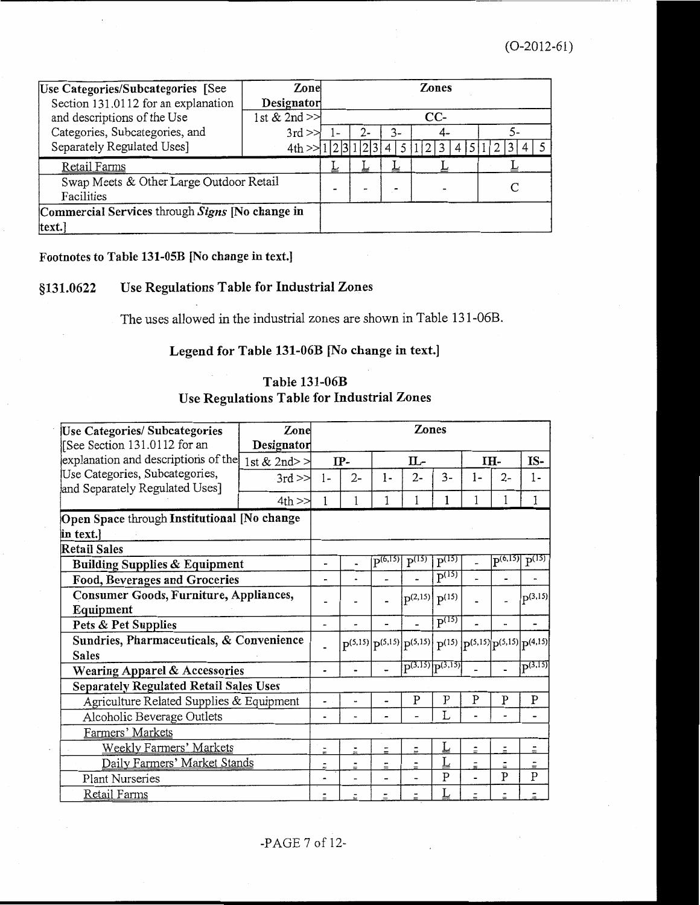(O-2012-61)

| Use Categories/Subcategories [See Section 131.0112 for an explanation and descriptions of the Use Categories, Subcategories, and Separately Regulated Uses] | Zone Designator | Zones | | | | |
|---|---|---|---|---|---|---|
| | 1st & 2nd >> | CC- | | | | |
| | 3rd >> | 1- | 2- | 3- | 4- | 5- |
| | 4th >> | 1 2 3 | 1 2 3 | 4 5 | 1 2 3 4 5 | 1 2 3 4 5 |
| Retail Farms | | L | L | L | L | L |
| Swap Meets & Other Large Outdoor Retail Facilities | | - | - | - | - | C |
| **Commercial Services** through ***Signs*** **[No change in text.]** | | | | | | |

**Footnotes to Table 131-05B [No change in text.]**

## §131.0622 Use Regulations Table for Industrial Zones

The uses allowed in the industrial zones are shown in Table 131-06B.

### Legend for Table 131-06B [No change in text.]

### Table 131-06B
### Use Regulations Table for Industrial Zones

| Use Categories/ Subcategories [See Section 131.0112 for an explanation and descriptions of the Use Categories, Subcategories, and Separately Regulated Uses] | Zone Designator | Zones | | | | | | | |
|---|---|---|---|---|---|---|---|---|---|
| | 1st & 2nd>> | IP- | | IL- | | | IH- | | IS- |
| | 3rd >> | 1- | 2- | 1- | 2- | 3- | 1- | 2- | 1- |
| | 4th >> | 1 | 1 | 1 | 1 | 1 | 1 | 1 | 1 |
| **Open Space** through **Institutional [No change in text.]** | | | | | | | | | |
| **Retail Sales** | | | | | | | | | |
| **Building Supplies & Equipment** | | - | - | P(6,15) | P(15) | P(15) | - | P(6,15) | P(15) |
| **Food, Beverages and Groceries** | | - | - | - | - | P(15) | - | - | - |
| **Consumer Goods, Furniture, Appliances, Equipment** | | - | - | - | P(2,15) | P(15) | - | - | P(3,15) |
| **Pets & Pet Supplies** | | - | - | - | - | P(15) | - | - | - |
| **Sundries, Pharmaceuticals, & Convenience Sales** | | - | P(5,15) | P(5,15) | P(5,15) | P(15) | P(5,15) | P(5,15) | P(4,15) |
| **Wearing Apparel & Accessories** | | - | - | - | P(3,15) | P(3,15) | - | - | P(3,15) |
| **Separately Regulated Retail Sales Uses** | | | | | | | | | |
| Agriculture Related Supplies & Equipment | | - | - | - | P | P | P | P | P |
| Alcoholic Beverage Outlets | | - | - | - | - | L | - | - | - |
| Farmers' Markets | | | | | | | | | |
| Weekly Farmers' Markets | | - | - | - | - | L | - | - | - |
| Daily Farmers' Market Stands | | - | - | - | - | L | - | - | - |
| Plant Nurseries | | - | - | - | - | P | - | P | P |
| Retail Farms | | - | - | - | - | L | - | - | - |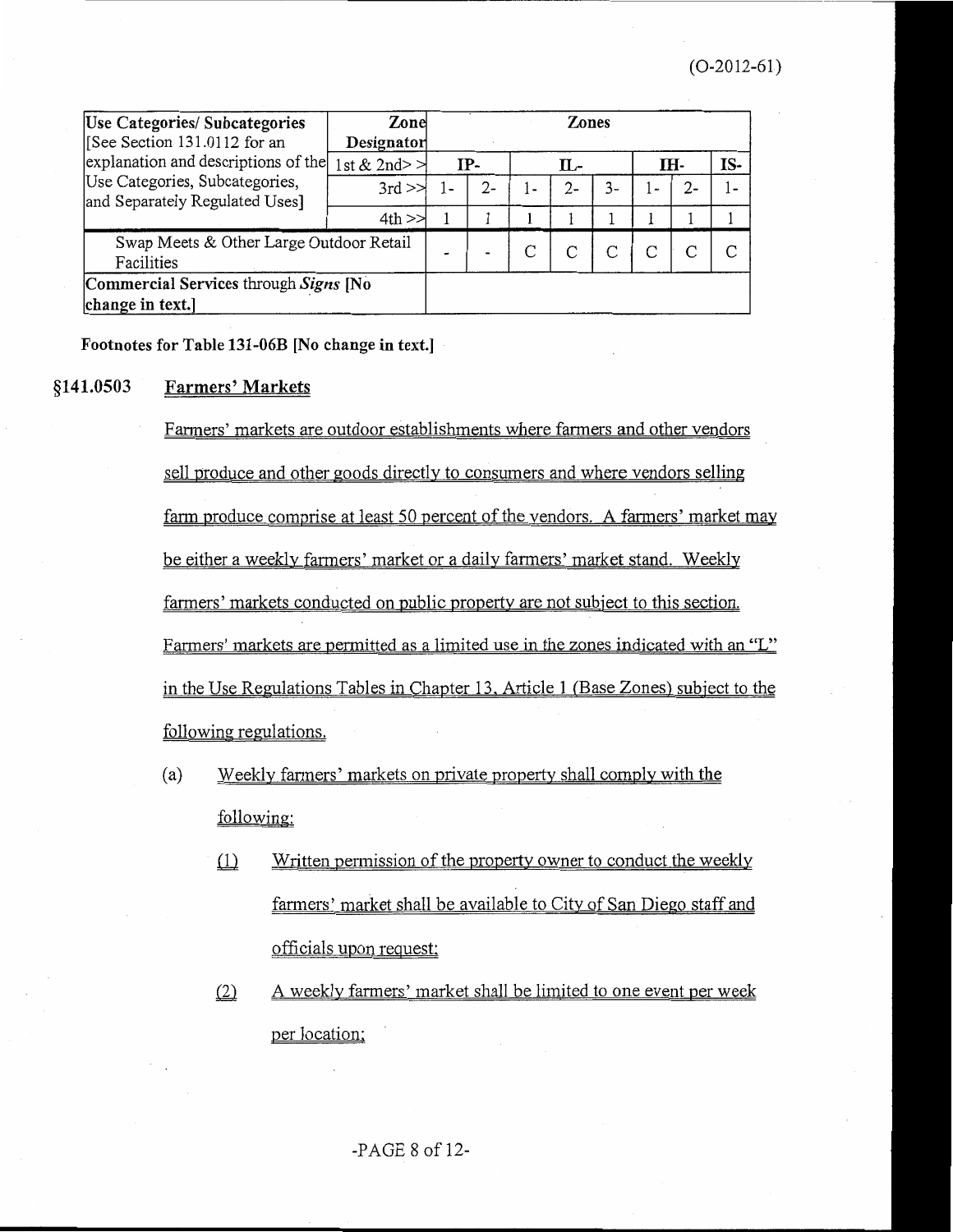| Use Categories/ Subcategories [See Section 131.0112 for an explanation and descriptions of the Use Categories, Subcategories, and Separately Regulated Uses] | Zone Designator | Zones | | | | | | | |
|---|---|---|---|---|---|---|---|---|---|
| | 1st & 2nd>> | IP- | | IL- | | | IH- | | IS- |
| | 3rd >> | 1- | 2- | 1- | 2- | 3- | 1- | 2- | 1- |
| | 4th >> | 1 | 1 | 1 | 1 | 1 | 1 | 1 | 1 |
| Swap Meets & Other Large Outdoor Retail Facilities | | - | - | C | C | C | C | C | C |
| **Commercial Services through *Signs* [No change in text.]** | | | | | | | | | |

**Footnotes for Table 131-06B [No change in text.]**

## §141.0503 Farmers' Markets

Farmers' markets are outdoor establishments where farmers and other vendors sell produce and other goods directly to consumers and where vendors selling farm produce comprise at least 50 percent of the vendors. A farmers' market may be either a weekly farmers' market or a daily farmers' market stand. Weekly farmers' markets conducted on public property are not subject to this section. Farmers' markets are permitted as a limited use in the zones indicated with an "L" in the Use Regulations Tables in Chapter 13, Article 1 (Base Zones) subject to the following regulations.

(a) Weekly farmers' markets on private property shall comply with the following:

(1) Written permission of the property owner to conduct the weekly farmers' market shall be available to City of San Diego staff and officials upon request;

(2) A weekly farmers' market shall be limited to one event per week per location;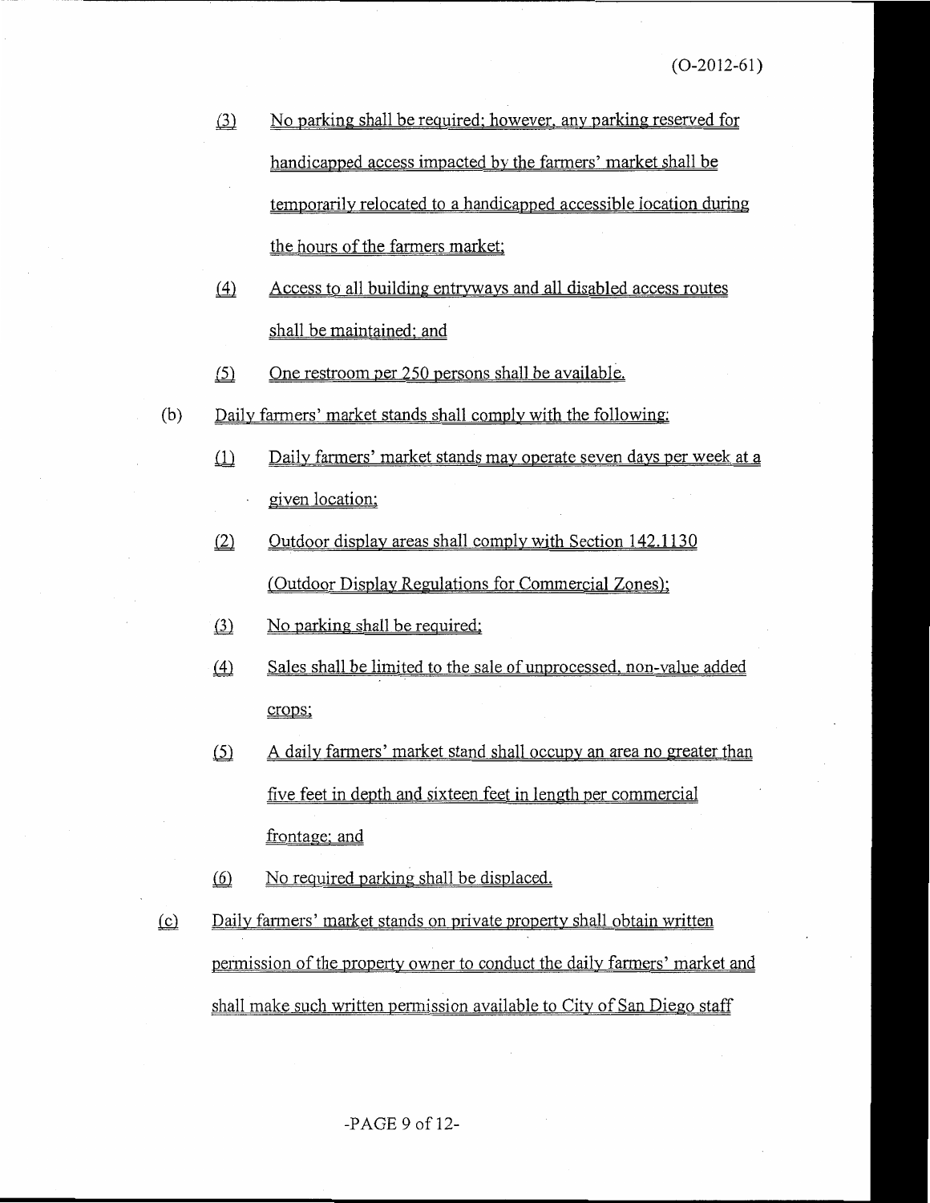(3) No parking shall be required; however, any parking reserved for handicapped access impacted by the farmers' market shall be temporarily relocated to a handicapped accessible location during the hours of the farmers market;

(4) Access to all building entryways and all disabled access routes shall be maintained; and

(5) One restroom per 250 persons shall be available.

(b) Daily farmers' market stands shall comply with the following:

(1) Daily farmers' market stands may operate seven days per week at a given location;

(2) Outdoor display areas shall comply with Section 142.1130 (Outdoor Display Regulations for Commercial Zones);

(3) No parking shall be required;

(4) Sales shall be limited to the sale of unprocessed, non-value added crops;

(5) A daily farmers' market stand shall occupy an area no greater than five feet in depth and sixteen feet in length per commercial frontage; and

(6) No required parking shall be displaced.

(c) Daily farmers' market stands on private property shall obtain written permission of the property owner to conduct the daily farmers' market and shall make such written permission available to City of San Diego staff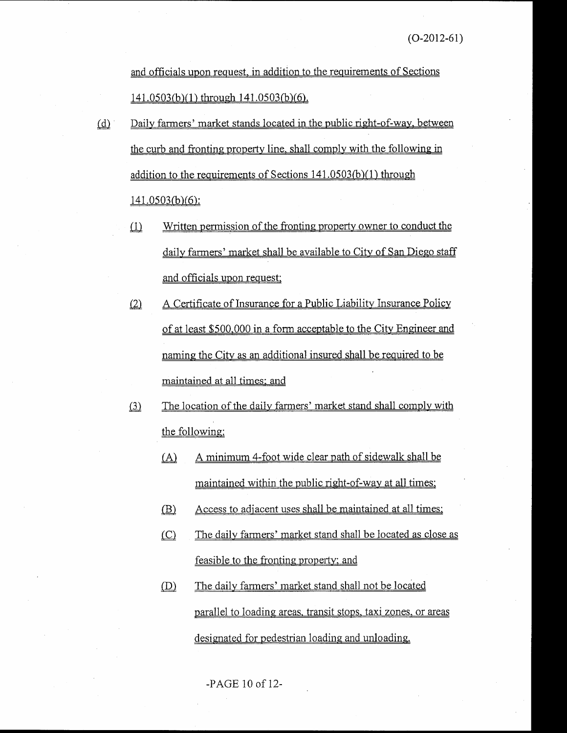and officials upon request, in addition to the requirements of Sections 141.0503(b)(1) through 141.0503(b)(6).

(d) Daily farmers' market stands located in the public right-of-way, between the curb and fronting property line, shall comply with the following in addition to the requirements of Sections 141.0503(b)(1) through 141.0503(b)(6):

(1) Written permission of the fronting property owner to conduct the daily farmers' market shall be available to City of San Diego staff and officials upon request;

(2) A Certificate of Insurance for a Public Liability Insurance Policy of at least $500,000 in a form acceptable to the City Engineer and naming the City as an additional insured shall be required to be maintained at all times; and

(3) The location of the daily farmers' market stand shall comply with the following:

(A) A minimum 4-foot wide clear path of sidewalk shall be maintained within the public right-of-way at all times;

(B) Access to adjacent uses shall be maintained at all times;

(C) The daily farmers' market stand shall be located as close as feasible to the fronting property; and

(D) The daily farmers' market stand shall not be located parallel to loading areas, transit stops, taxi zones, or areas designated for pedestrian loading and unloading.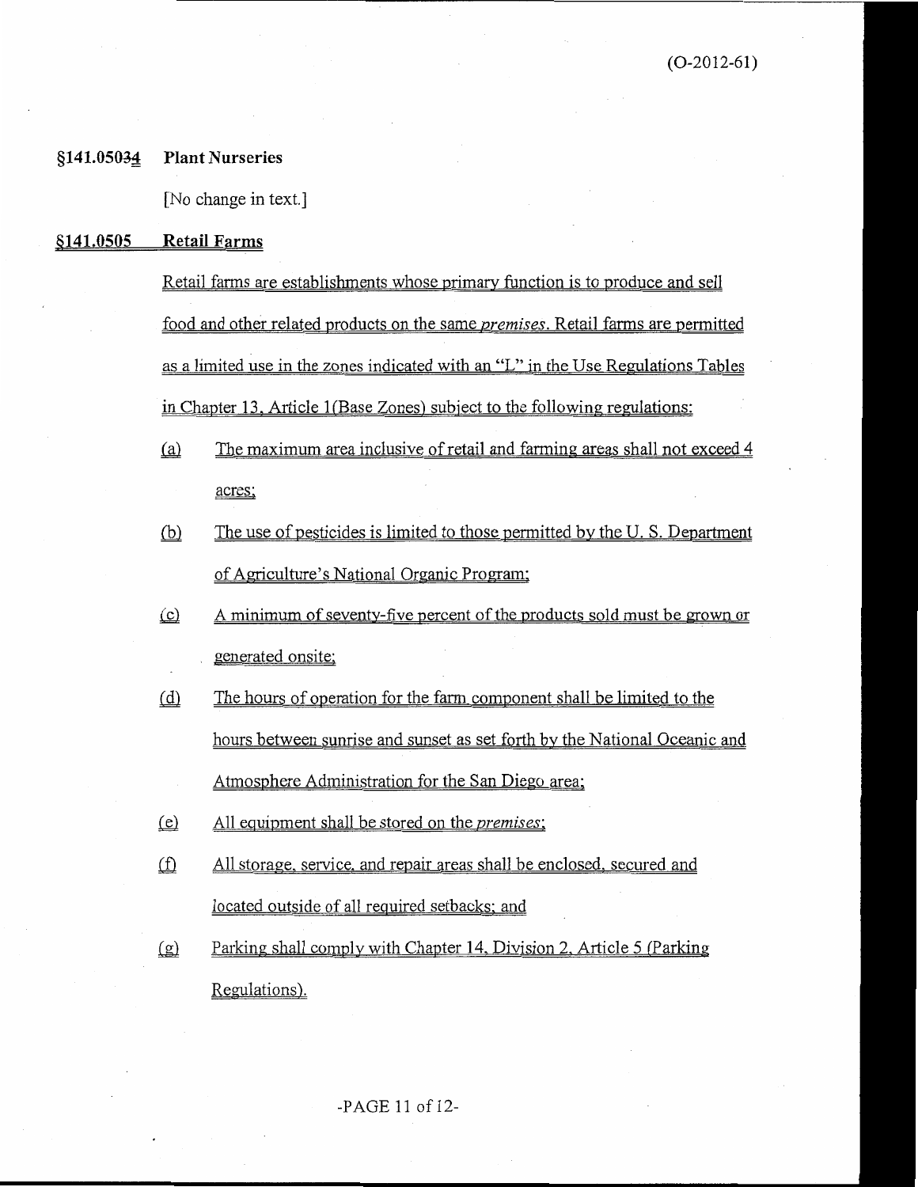(O-2012-61)

**§141.05034 Plant Nurseries**

[No change in text.]

**§141.0505 Retail Farms**

Retail farms are establishments whose primary function is to produce and sell food and other related products on the same *premises*. Retail farms are permitted as a limited use in the zones indicated with an "L" in the Use Regulations Tables in Chapter 13, Article 1(Base Zones) subject to the following regulations:

(a) The maximum area inclusive of retail and farming areas shall not exceed 4 acres;

(b) The use of pesticides is limited to those permitted by the U. S. Department of Agriculture's National Organic Program;

(c) A minimum of seventy-five percent of the products sold must be grown or generated onsite;

(d) The hours of operation for the farm component shall be limited to the hours between sunrise and sunset as set forth by the National Oceanic and Atmosphere Administration for the San Diego area;

(e) All equipment shall be stored on the *premises*;

(f) All storage, service, and repair areas shall be enclosed, secured and located outside of all required setbacks; and

(g) Parking shall comply with Chapter 14, Division 2, Article 5 (Parking Regulations).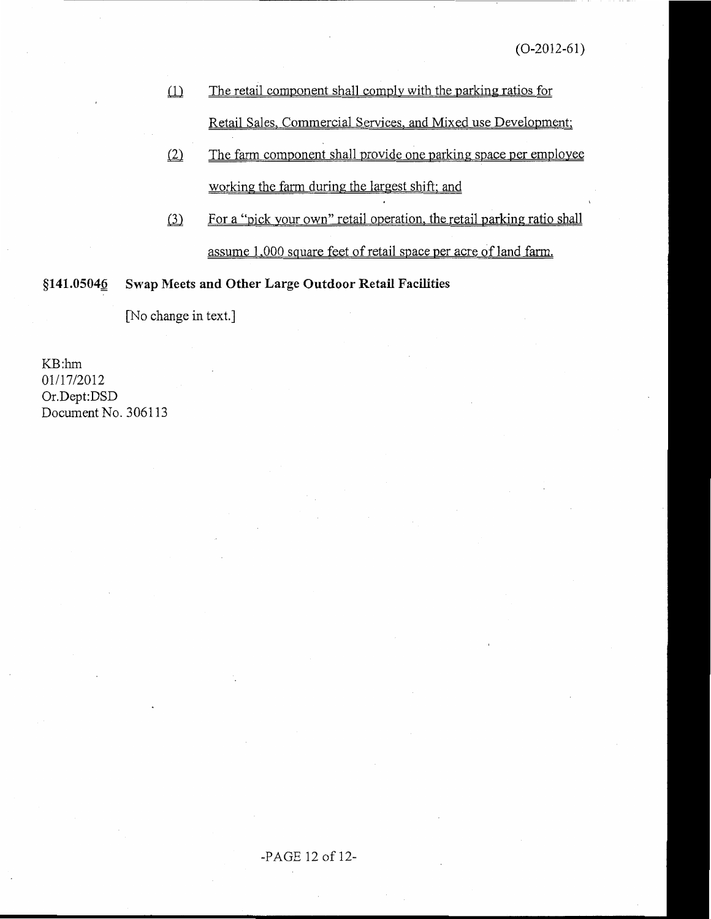(1) The retail component shall comply with the parking ratios for Retail Sales, Commercial Services, and Mixed use Development;

(2) The farm component shall provide one parking space per employee working the farm during the largest shift; and

(3) For a "pick your own" retail operation, the retail parking ratio shall assume 1,000 square feet of retail space per acre of land farm.

**§141.05046 Swap Meets and Other Large Outdoor Retail Facilities**

[No change in text.]

KB:hm
01/17/2012
Or.Dept:DSD
Document No. 306113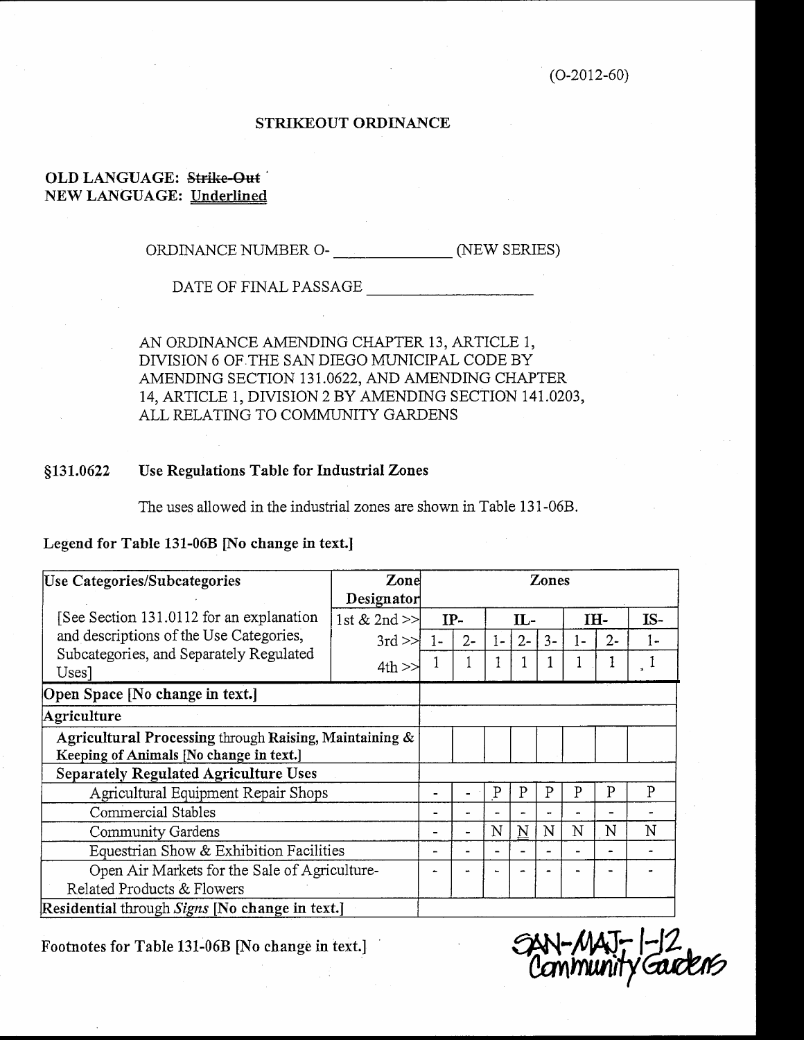(O-2012-60)

**STRIKEOUT ORDINANCE**

**OLD LANGUAGE:** ~~Strike-Out~~
**NEW LANGUAGE:** Underlined

ORDINANCE NUMBER O-_____________ (NEW SERIES)

DATE OF FINAL PASSAGE _________________

AN ORDINANCE AMENDING CHAPTER 13, ARTICLE 1, DIVISION 6 OF THE SAN DIEGO MUNICIPAL CODE BY AMENDING SECTION 131.0622, AND AMENDING CHAPTER 14, ARTICLE 1, DIVISION 2 BY AMENDING SECTION 141.0203, ALL RELATING TO COMMUNITY GARDENS

### §131.0622 Use Regulations Table for Industrial Zones

The uses allowed in the industrial zones are shown in Table 131-06B.

**Legend for Table 131-06B [No change in text.]**

| Use Categories/Subcategories | Zone Designator | Zones | | | | | | | |
|---|---|---|---|---|---|---|---|---|---|
| [See Section 131.0112 for an explanation and descriptions of the Use Categories, Subcategories, and Separately Regulated Uses] | 1st & 2nd >> | IP- | | IL- | | | IH- | | IS- |
| | 3rd >> | 1- | 2- | 1- | 2- | 3- | 1- | 2- | 1- |
| | 4th >> | 1 | 1 | 1 | 1 | 1 | 1 | 1 | 1 |
| **Open Space [No change in text.]** | | | | | | | | | |
| **Agriculture** | | | | | | | | | |
| **Agricultural Processing** through **Raising, Maintaining & Keeping of Animals [No change in text.]** | | | | | | | | | |
| **Separately Regulated Agriculture Uses** | | | | | | | | | |
| Agricultural Equipment Repair Shops | | - | - | P | P | P | P | P | P |
| Commercial Stables | | - | - | - | - | - | - | - | - |
| Community Gardens | | - | - | N | N | N | N | N | N |
| Equestrian Show & Exhibition Facilities | | - | - | - | - | - | - | - | - |
| Open Air Markets for the Sale of Agriculture-Related Products & Flowers | | - | - | - | - | - | - | - | - |
| **Residential** through *Signs* **[No change in text.]** | | | | | | | | | |

**Footnotes for Table 131-06B [No change in text.]**

SAN-MAJ-1-12 Community Gardens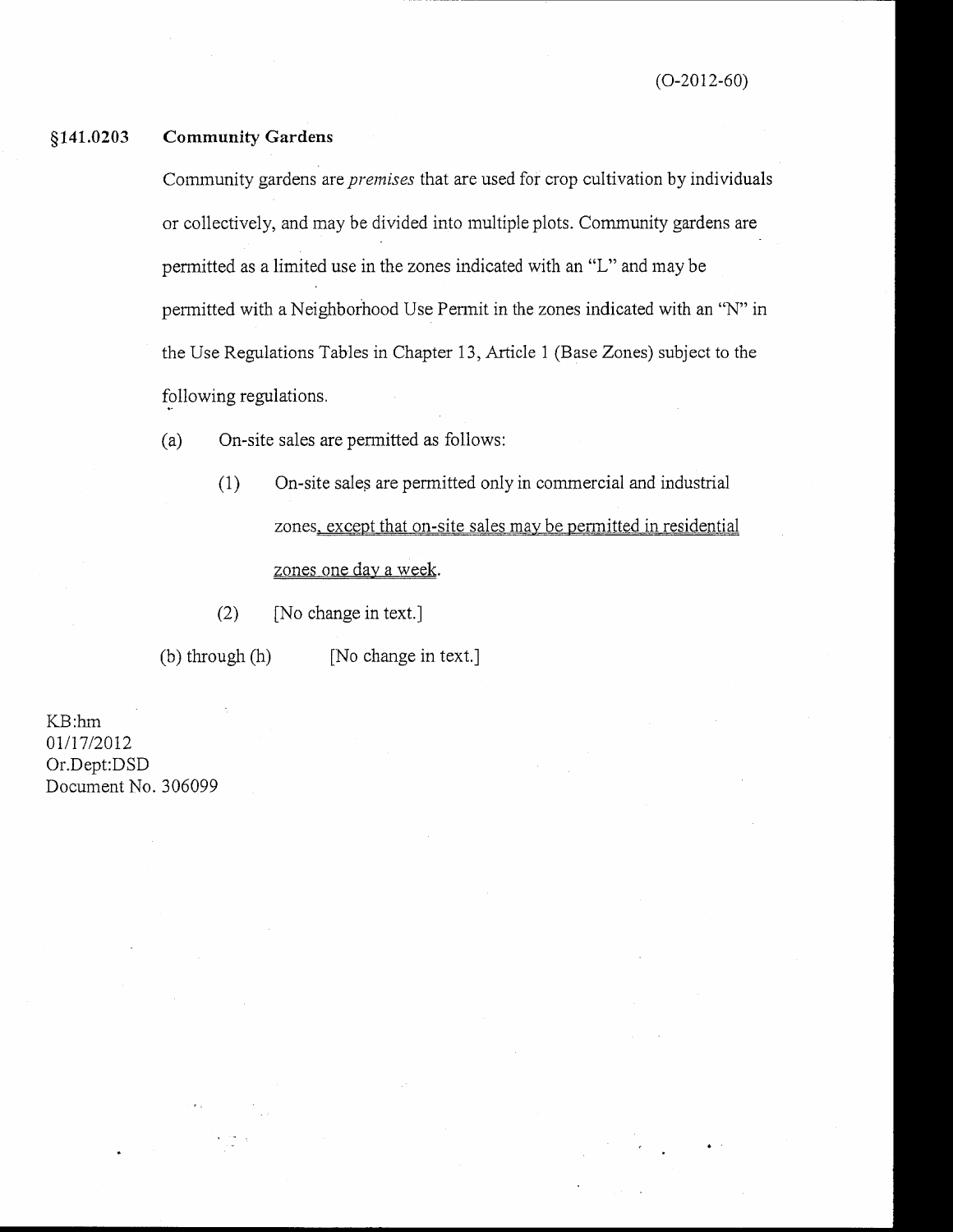(O-2012-60)

**§141.0203 Community Gardens**

Community gardens are *premises* that are used for crop cultivation by individuals or collectively, and may be divided into multiple plots. Community gardens are permitted as a limited use in the zones indicated with an "L" and may be permitted with a Neighborhood Use Permit in the zones indicated with an "N" in the Use Regulations Tables in Chapter 13, Article 1 (Base Zones) subject to the following regulations.

(a) On-site sales are permitted as follows:

(1) On-site sales are permitted only in commercial and industrial zones, <u>except that on-site sales may be permitted in residential zones one day a week</u>.

(2) [No change in text.]

(b) through (h) [No change in text.]

KB:hm
01/17/2012
Or.Dept:DSD
Document No. 306099